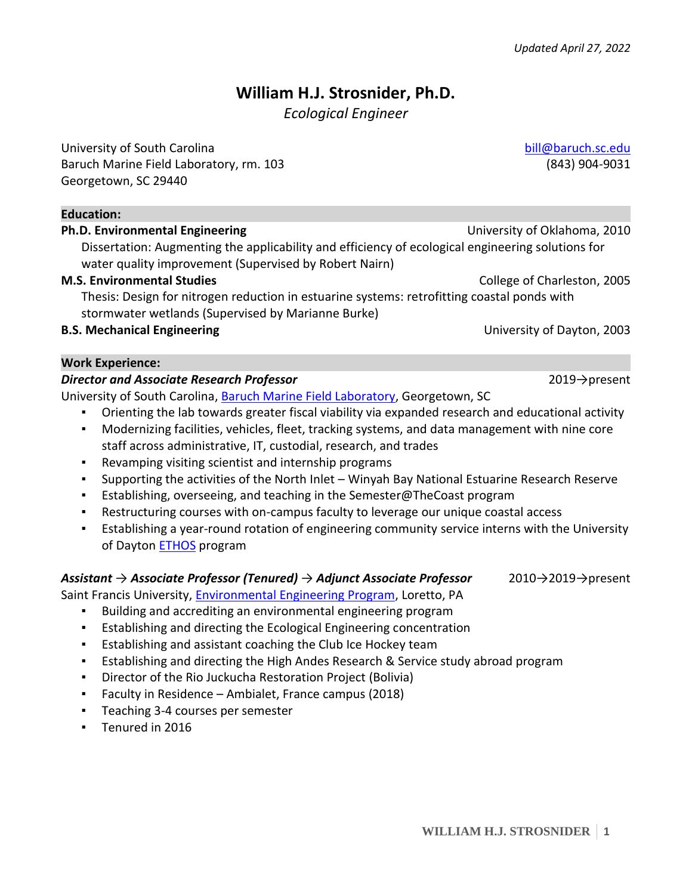*Updated April 27, 2022*

# William H.J. Strosnider, Ph.D.

*Ecological Engineer*

University of South Carolina
Baruch Marine Field Laboratory, rm. 103
Georgetown, SC 29440

bill@baruch.sc.edu
(843) 904-9031

## Education:

**Ph.D. Environmental Engineering** — University of Oklahoma, 2010

Dissertation: Augmenting the applicability and efficiency of ecological engineering solutions for water quality improvement (Supervised by Robert Nairn)

**M.S. Environmental Studies** — College of Charleston, 2005

Thesis: Design for nitrogen reduction in estuarine systems: retrofitting coastal ponds with stormwater wetlands (Supervised by Marianne Burke)

**B.S. Mechanical Engineering** — University of Dayton, 2003

## Work Experience:

***Director and Associate Research Professor*** — 2019→present

University of South Carolina, Baruch Marine Field Laboratory, Georgetown, SC

- Orienting the lab towards greater fiscal viability via expanded research and educational activity
- Modernizing facilities, vehicles, fleet, tracking systems, and data management with nine core staff across administrative, IT, custodial, research, and trades
- Revamping visiting scientist and internship programs
- Supporting the activities of the North Inlet – Winyah Bay National Estuarine Research Reserve
- Establishing, overseeing, and teaching in the Semester@TheCoast program
- Restructuring courses with on-campus faculty to leverage our unique coastal access
- Establishing a year-round rotation of engineering community service interns with the University of Dayton ETHOS program

***Assistant → Associate Professor (Tenured) → Adjunct Associate Professor*** — 2010→2019→present

Saint Francis University, Environmental Engineering Program, Loretto, PA

- Building and accrediting an environmental engineering program
- Establishing and directing the Ecological Engineering concentration
- Establishing and assistant coaching the Club Ice Hockey team
- Establishing and directing the High Andes Research & Service study abroad program
- Director of the Rio Juckucha Restoration Project (Bolivia)
- Faculty in Residence – Ambialet, France campus (2018)
- Teaching 3-4 courses per semester
- Tenured in 2016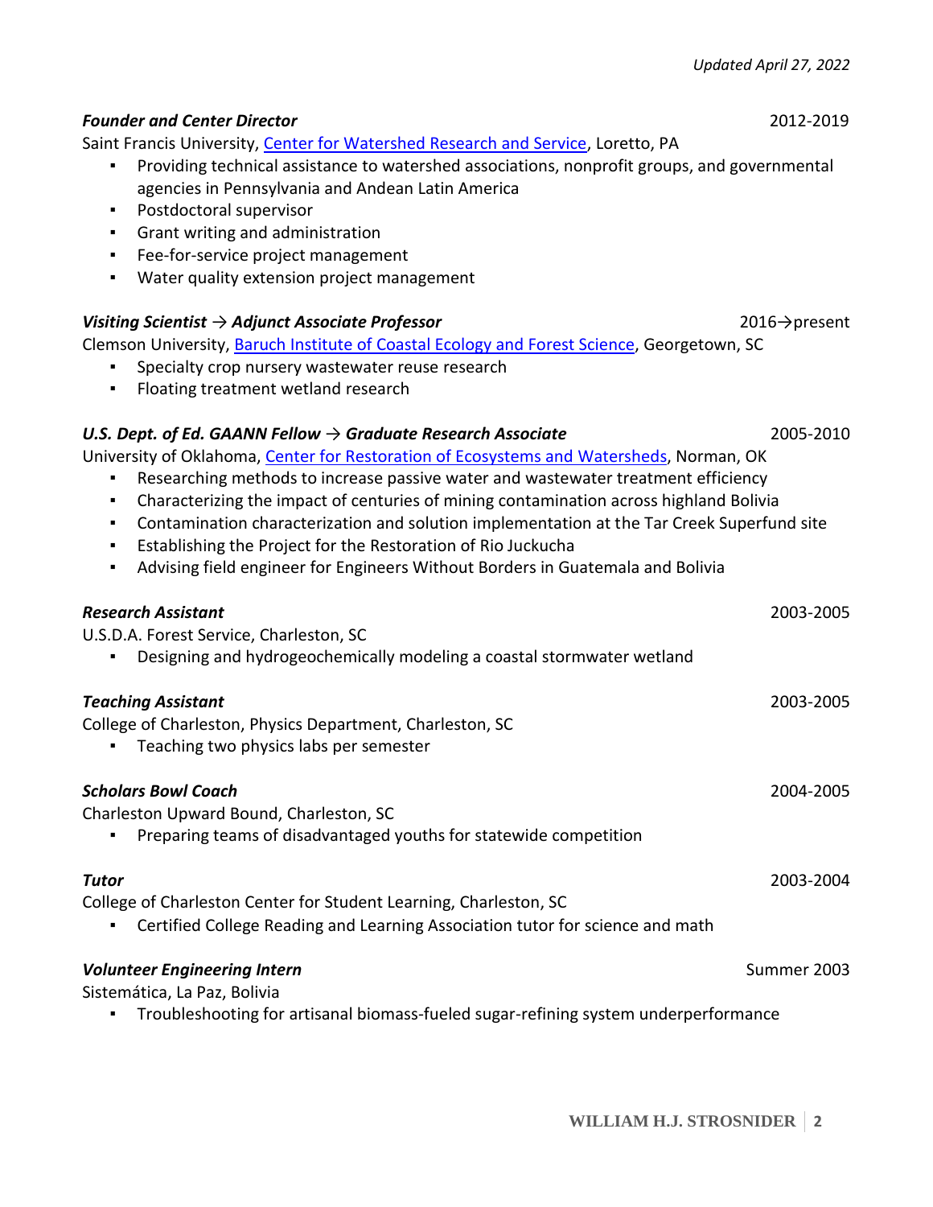*Updated April 27, 2022*

***Founder and Center Director*** 2012-2019

Saint Francis University, Center for Watershed Research and Service, Loretto, PA

- Providing technical assistance to watershed associations, nonprofit groups, and governmental agencies in Pennsylvania and Andean Latin America
- Postdoctoral supervisor
- Grant writing and administration
- Fee-for-service project management
- Water quality extension project management

***Visiting Scientist → Adjunct Associate Professor*** 2016→present

Clemson University, Baruch Institute of Coastal Ecology and Forest Science, Georgetown, SC

- Specialty crop nursery wastewater reuse research
- Floating treatment wetland research

***U.S. Dept. of Ed. GAANN Fellow → Graduate Research Associate*** 2005-2010

University of Oklahoma, Center for Restoration of Ecosystems and Watersheds, Norman, OK

- Researching methods to increase passive water and wastewater treatment efficiency
- Characterizing the impact of centuries of mining contamination across highland Bolivia
- Contamination characterization and solution implementation at the Tar Creek Superfund site
- Establishing the Project for the Restoration of Rio Juckucha
- Advising field engineer for Engineers Without Borders in Guatemala and Bolivia

***Research Assistant*** 2003-2005

U.S.D.A. Forest Service, Charleston, SC

- Designing and hydrogeochemically modeling a coastal stormwater wetland

***Teaching Assistant*** 2003-2005

College of Charleston, Physics Department, Charleston, SC

- Teaching two physics labs per semester

***Scholars Bowl Coach*** 2004-2005

Charleston Upward Bound, Charleston, SC

- Preparing teams of disadvantaged youths for statewide competition

***Tutor*** 2003-2004

College of Charleston Center for Student Learning, Charleston, SC

- Certified College Reading and Learning Association tutor for science and math

***Volunteer Engineering Intern*** Summer 2003

Sistemática, La Paz, Bolivia

- Troubleshooting for artisanal biomass-fueled sugar-refining system underperformance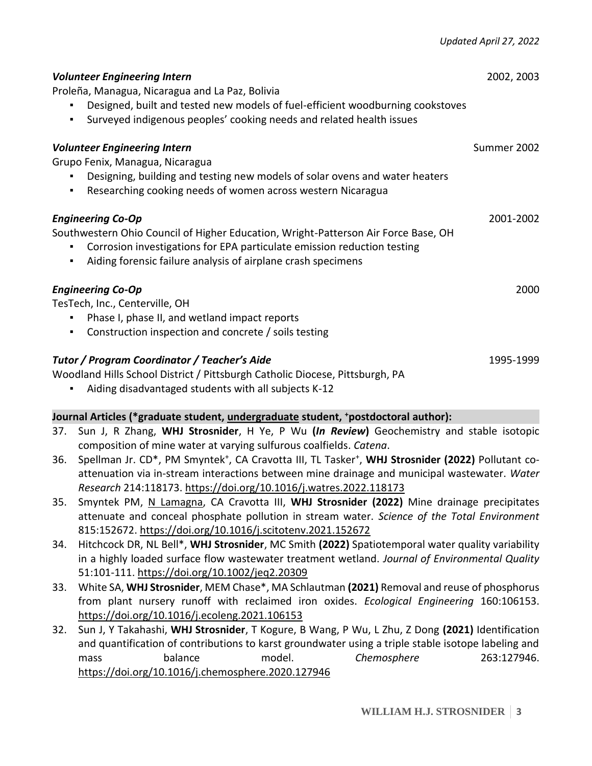*Updated April 27, 2022*

***Volunteer Engineering Intern*** 2002, 2003

Proleña, Managua, Nicaragua and La Paz, Bolivia

- Designed, built and tested new models of fuel-efficient woodburning cookstoves
- Surveyed indigenous peoples' cooking needs and related health issues

***Volunteer Engineering Intern*** Summer 2002

Grupo Fenix, Managua, Nicaragua

- Designing, building and testing new models of solar ovens and water heaters
- Researching cooking needs of women across western Nicaragua

***Engineering Co-Op*** 2001-2002

Southwestern Ohio Council of Higher Education, Wright-Patterson Air Force Base, OH

- Corrosion investigations for EPA particulate emission reduction testing
- Aiding forensic failure analysis of airplane crash specimens

***Engineering Co-Op*** 2000

TesTech, Inc., Centerville, OH

- Phase I, phase II, and wetland impact reports
- Construction inspection and concrete / soils testing

***Tutor / Program Coordinator / Teacher's Aide*** 1995-1999

Woodland Hills School District / Pittsburgh Catholic Diocese, Pittsburgh, PA

- Aiding disadvantaged students with all subjects K-12

## Journal Articles (*graduate student, <u>undergraduate</u> student, [+]postdoctoral author):

37. Sun J, R Zhang, **WHJ Strosnider**, H Ye, P Wu **(*In Review*)** Geochemistry and stable isotopic composition of mine water at varying sulfurous coalfields. *Catena*.
36. Spellman Jr. CD*, PM Smyntek[+], CA Cravotta III, TL Tasker[+], **WHJ Strosnider (2022)** Pollutant co-attenuation via in-stream interactions between mine drainage and municipal wastewater. *Water Research* 214:118173. https://doi.org/10.1016/j.watres.2022.118173
35. Smyntek PM, <u>N Lamagna</u>, CA Cravotta III, **WHJ Strosnider (2022)** Mine drainage precipitates attenuate and conceal phosphate pollution in stream water. *Science of the Total Environment* 815:152672. https://doi.org/10.1016/j.scitotenv.2021.152672
34. Hitchcock DR, NL Bell*, **WHJ Strosnider**, MC Smith **(2022)** Spatiotemporal water quality variability in a highly loaded surface flow wastewater treatment wetland. *Journal of Environmental Quality* 51:101-111. https://doi.org/10.1002/jeq2.20309
33. White SA, **WHJ Strosnider**, MEM Chase*, MA Schlautman **(2021)** Removal and reuse of phosphorus from plant nursery runoff with reclaimed iron oxides. *Ecological Engineering* 160:106153. https://doi.org/10.1016/j.ecoleng.2021.106153
32. Sun J, Y Takahashi, **WHJ Strosnider**, T Kogure, B Wang, P Wu, L Zhu, Z Dong **(2021)** Identification and quantification of contributions to karst groundwater using a triple stable isotope labeling and mass balance model. *Chemosphere* 263:127946. https://doi.org/10.1016/j.chemosphere.2020.127946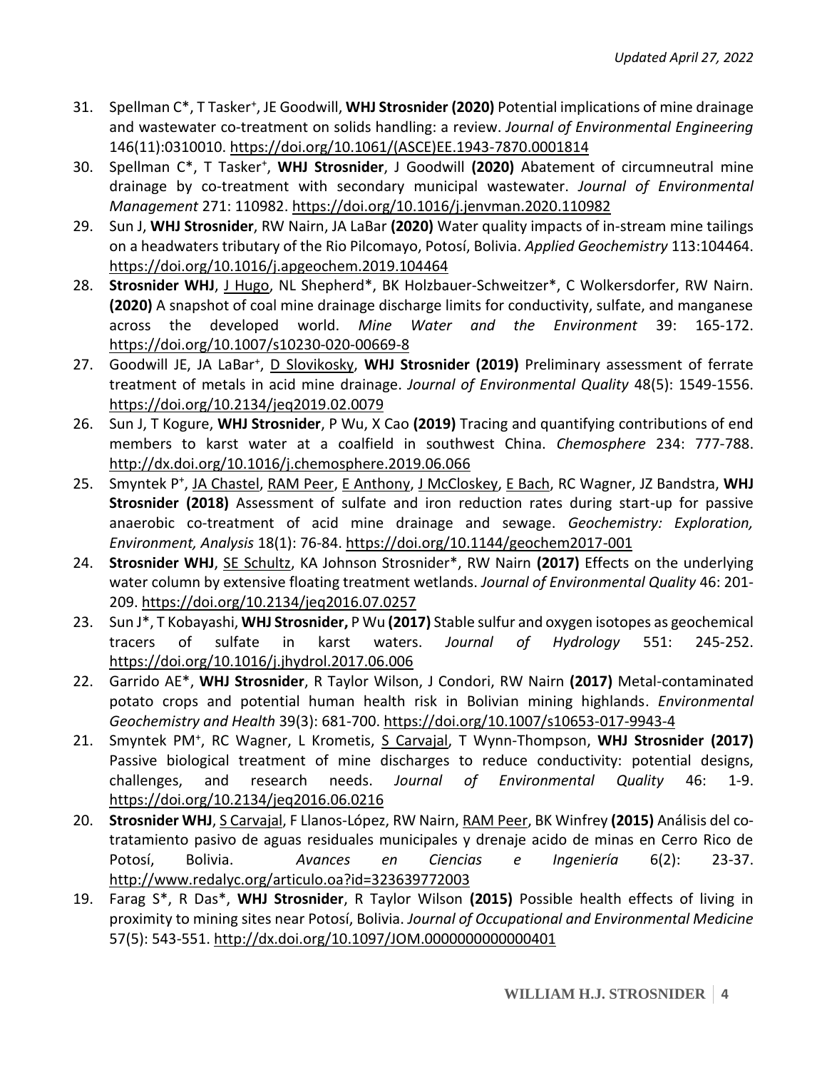31. Spellman C*, T Tasker[+], JE Goodwill, **WHJ Strosnider (2020)** Potential implications of mine drainage and wastewater co-treatment on solids handling: a review. *Journal of Environmental Engineering* 146(11):0310010. https://doi.org/10.1061/(ASCE)EE.1943-7870.0001814
30. Spellman C*, T Tasker[+], **WHJ Strosnider**, J Goodwill **(2020)** Abatement of circumneutral mine drainage by co-treatment with secondary municipal wastewater. *Journal of Environmental Management* 271: 110982. https://doi.org/10.1016/j.jenvman.2020.110982
29. Sun J, **WHJ Strosnider**, RW Nairn, JA LaBar **(2020)** Water quality impacts of in-stream mine tailings on a headwaters tributary of the Rio Pilcomayo, Potosí, Bolivia. *Applied Geochemistry* 113:104464. https://doi.org/10.1016/j.apgeochem.2019.104464
28. **Strosnider WHJ**, J Hugo, NL Shepherd*, BK Holzbauer-Schweitzer*, C Wolkersdorfer, RW Nairn. **(2020)** A snapshot of coal mine drainage discharge limits for conductivity, sulfate, and manganese across the developed world. *Mine Water and the Environment* 39: 165-172. https://doi.org/10.1007/s10230-020-00669-8
27. Goodwill JE, JA LaBar[+], D Slovikosky, **WHJ Strosnider (2019)** Preliminary assessment of ferrate treatment of metals in acid mine drainage. *Journal of Environmental Quality* 48(5): 1549-1556. https://doi.org/10.2134/jeq2019.02.0079
26. Sun J, T Kogure, **WHJ Strosnider**, P Wu, X Cao **(2019)** Tracing and quantifying contributions of end members to karst water at a coalfield in southwest China. *Chemosphere* 234: 777-788. http://dx.doi.org/10.1016/j.chemosphere.2019.06.066
25. Smyntek P[+], JA Chastel, RAM Peer, E Anthony, J McCloskey, E Bach, RC Wagner, JZ Bandstra, **WHJ Strosnider (2018)** Assessment of sulfate and iron reduction rates during start-up for passive anaerobic co-treatment of acid mine drainage and sewage. *Geochemistry: Exploration, Environment, Analysis* 18(1): 76-84. https://doi.org/10.1144/geochem2017-001
24. **Strosnider WHJ**, SE Schultz, KA Johnson Strosnider*, RW Nairn **(2017)** Effects on the underlying water column by extensive floating treatment wetlands. *Journal of Environmental Quality* 46: 201-209. https://doi.org/10.2134/jeq2016.07.0257
23. Sun J*, T Kobayashi, **WHJ Strosnider,** P Wu **(2017)** Stable sulfur and oxygen isotopes as geochemical tracers of sulfate in karst waters. *Journal of Hydrology* 551: 245-252. https://doi.org/10.1016/j.jhydrol.2017.06.006
22. Garrido AE*, **WHJ Strosnider**, R Taylor Wilson, J Condori, RW Nairn **(2017)** Metal-contaminated potato crops and potential human health risk in Bolivian mining highlands. *Environmental Geochemistry and Health* 39(3): 681-700. https://doi.org/10.1007/s10653-017-9943-4
21. Smyntek PM[+], RC Wagner, L Krometis, S Carvajal, T Wynn-Thompson, **WHJ Strosnider (2017)** Passive biological treatment of mine discharges to reduce conductivity: potential designs, challenges, and research needs. *Journal of Environmental Quality* 46: 1-9. https://doi.org/10.2134/jeq2016.06.0216
20. **Strosnider WHJ**, S Carvajal, F Llanos-López, RW Nairn, RAM Peer, BK Winfrey **(2015)** Análisis del co-tratamiento pasivo de aguas residuales municipales y drenaje acido de minas en Cerro Rico de Potosí, Bolivia. *Avances en Ciencias e Ingeniería* 6(2): 23-37. http://www.redalyc.org/articulo.oa?id=323639772003
19. Farag S*, R Das*, **WHJ Strosnider**, R Taylor Wilson **(2015)** Possible health effects of living in proximity to mining sites near Potosí, Bolivia. *Journal of Occupational and Environmental Medicine* 57(5): 543-551. http://dx.doi.org/10.1097/JOM.0000000000000401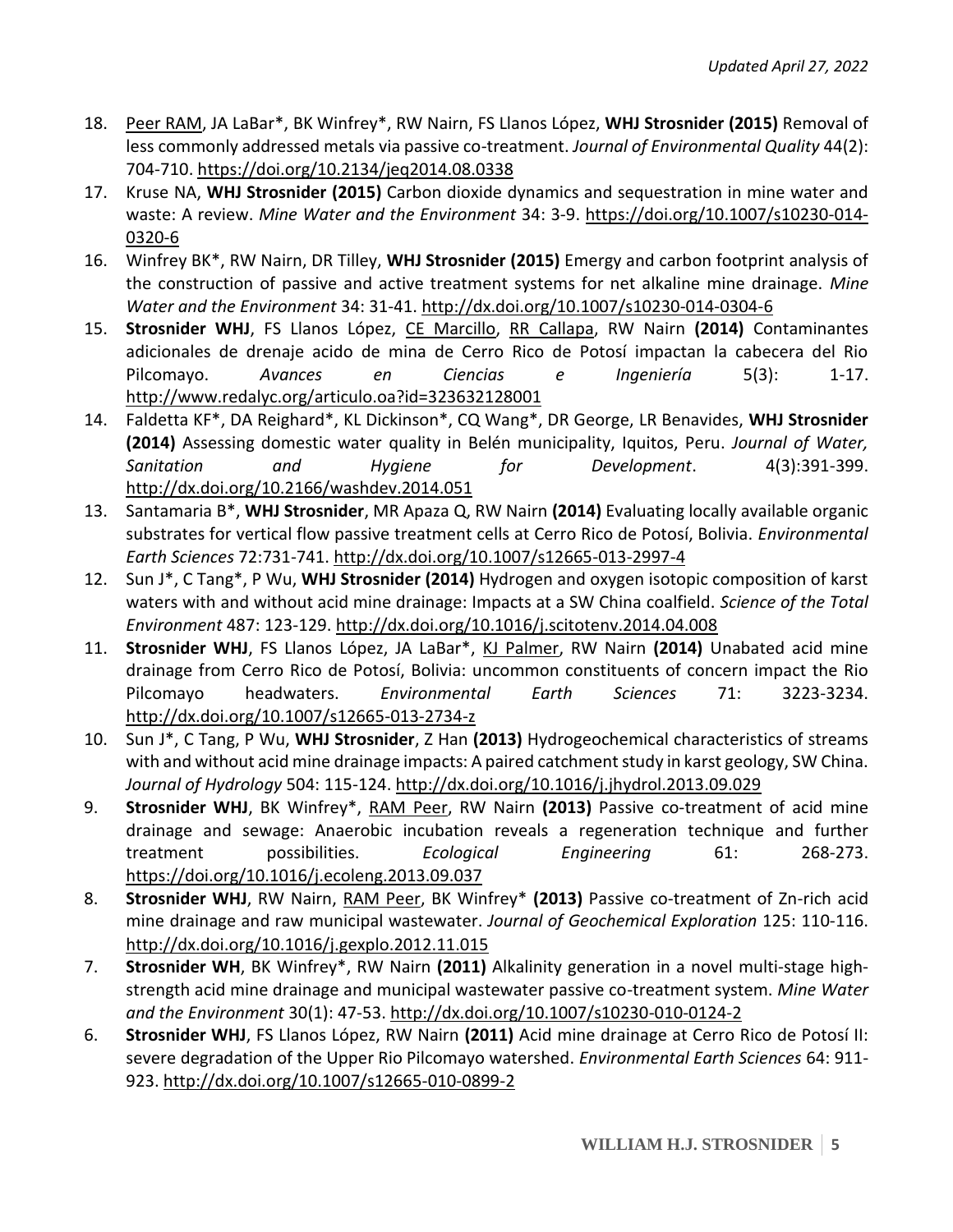18. <u>Peer RAM</u>, JA LaBar*, BK Winfrey*, RW Nairn, FS Llanos López, **WHJ Strosnider (2015)** Removal of less commonly addressed metals via passive co-treatment. *Journal of Environmental Quality* 44(2): 704-710. https://doi.org/10.2134/jeq2014.08.0338
17. Kruse NA, **WHJ Strosnider (2015)** Carbon dioxide dynamics and sequestration in mine water and waste: A review. *Mine Water and the Environment* 34: 3-9. https://doi.org/10.1007/s10230-014-0320-6
16. Winfrey BK*, RW Nairn, DR Tilley, **WHJ Strosnider (2015)** Emergy and carbon footprint analysis of the construction of passive and active treatment systems for net alkaline mine drainage. *Mine Water and the Environment* 34: 31-41. http://dx.doi.org/10.1007/s10230-014-0304-6
15. **Strosnider WHJ**, FS Llanos López, <u>CE Marcillo</u>, <u>RR Callapa</u>, RW Nairn **(2014)** Contaminantes adicionales de drenaje acido de mina de Cerro Rico de Potosí impactan la cabecera del Rio Pilcomayo. *Avances en Ciencias e Ingeniería* 5(3): 1-17. http://www.redalyc.org/articulo.oa?id=323632128001
14. Faldetta KF*, DA Reighard*, KL Dickinson*, CQ Wang*, DR George, LR Benavides, **WHJ Strosnider (2014)** Assessing domestic water quality in Belén municipality, Iquitos, Peru. *Journal of Water, Sanitation and Hygiene for Development*. 4(3):391-399. http://dx.doi.org/10.2166/washdev.2014.051
13. Santamaria B*, **WHJ Strosnider**, MR Apaza Q, RW Nairn **(2014)** Evaluating locally available organic substrates for vertical flow passive treatment cells at Cerro Rico de Potosí, Bolivia. *Environmental Earth Sciences* 72:731-741. http://dx.doi.org/10.1007/s12665-013-2997-4
12. Sun J*, C Tang*, P Wu, **WHJ Strosnider (2014)** Hydrogen and oxygen isotopic composition of karst waters with and without acid mine drainage: Impacts at a SW China coalfield. *Science of the Total Environment* 487: 123-129. http://dx.doi.org/10.1016/j.scitotenv.2014.04.008
11. **Strosnider WHJ**, FS Llanos López, JA LaBar*, <u>KJ Palmer</u>, RW Nairn **(2014)** Unabated acid mine drainage from Cerro Rico de Potosí, Bolivia: uncommon constituents of concern impact the Rio Pilcomayo headwaters. *Environmental Earth Sciences* 71: 3223-3234. http://dx.doi.org/10.1007/s12665-013-2734-z
10. Sun J*, C Tang, P Wu, **WHJ Strosnider**, Z Han **(2013)** Hydrogeochemical characteristics of streams with and without acid mine drainage impacts: A paired catchment study in karst geology, SW China. *Journal of Hydrology* 504: 115-124. http://dx.doi.org/10.1016/j.jhydrol.2013.09.029
9. **Strosnider WHJ**, BK Winfrey*, <u>RAM Peer</u>, RW Nairn **(2013)** Passive co-treatment of acid mine drainage and sewage: Anaerobic incubation reveals a regeneration technique and further treatment possibilities. *Ecological Engineering* 61: 268-273. https://doi.org/10.1016/j.ecoleng.2013.09.037
8. **Strosnider WHJ**, RW Nairn, <u>RAM Peer</u>, BK Winfrey* **(2013)** Passive co-treatment of Zn-rich acid mine drainage and raw municipal wastewater. *Journal of Geochemical Exploration* 125: 110-116. http://dx.doi.org/10.1016/j.gexplo.2012.11.015
7. **Strosnider WH**, BK Winfrey*, RW Nairn **(2011)** Alkalinity generation in a novel multi-stage high-strength acid mine drainage and municipal wastewater passive co-treatment system. *Mine Water and the Environment* 30(1): 47-53. http://dx.doi.org/10.1007/s10230-010-0124-2
6. **Strosnider WHJ**, FS Llanos López, RW Nairn **(2011)** Acid mine drainage at Cerro Rico de Potosí II: severe degradation of the Upper Rio Pilcomayo watershed. *Environmental Earth Sciences* 64: 911-923. http://dx.doi.org/10.1007/s12665-010-0899-2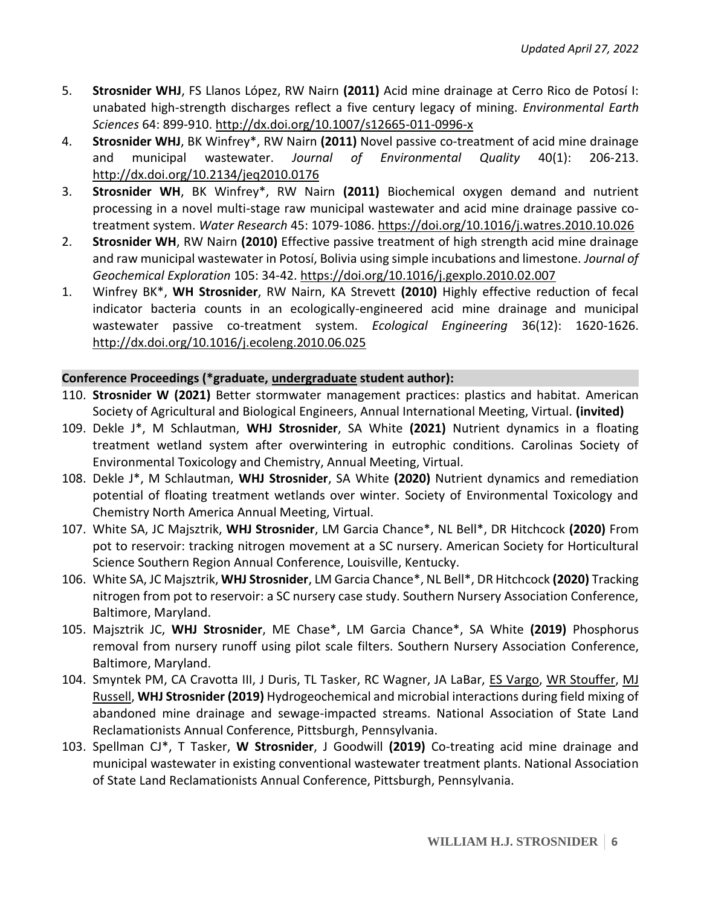5. **Strosnider WHJ**, FS Llanos López, RW Nairn **(2011)** Acid mine drainage at Cerro Rico de Potosí I: unabated high-strength discharges reflect a five century legacy of mining. *Environmental Earth Sciences* 64: 899-910. http://dx.doi.org/10.1007/s12665-011-0996-x
4. **Strosnider WHJ**, BK Winfrey*, RW Nairn **(2011)** Novel passive co-treatment of acid mine drainage and municipal wastewater. *Journal of Environmental Quality* 40(1): 206-213. http://dx.doi.org/10.2134/jeq2010.0176
3. **Strosnider WH**, BK Winfrey*, RW Nairn **(2011)** Biochemical oxygen demand and nutrient processing in a novel multi-stage raw municipal wastewater and acid mine drainage passive co-treatment system. *Water Research* 45: 1079-1086. https://doi.org/10.1016/j.watres.2010.10.026
2. **Strosnider WH**, RW Nairn **(2010)** Effective passive treatment of high strength acid mine drainage and raw municipal wastewater in Potosí, Bolivia using simple incubations and limestone. *Journal of Geochemical Exploration* 105: 34-42. https://doi.org/10.1016/j.gexplo.2010.02.007
1. Winfrey BK*, **WH Strosnider**, RW Nairn, KA Strevett **(2010)** Highly effective reduction of fecal indicator bacteria counts in an ecologically-engineered acid mine drainage and municipal wastewater passive co-treatment system. *Ecological Engineering* 36(12): 1620-1626. http://dx.doi.org/10.1016/j.ecoleng.2010.06.025

**Conference Proceedings (*graduate, <u>undergraduate</u> student author):**

110. **Strosnider W (2021)** Better stormwater management practices: plastics and habitat. American Society of Agricultural and Biological Engineers, Annual International Meeting, Virtual. **(invited)**
109. Dekle J*, M Schlautman, **WHJ Strosnider**, SA White **(2021)** Nutrient dynamics in a floating treatment wetland system after overwintering in eutrophic conditions. Carolinas Society of Environmental Toxicology and Chemistry, Annual Meeting, Virtual.
108. Dekle J*, M Schlautman, **WHJ Strosnider**, SA White **(2020)** Nutrient dynamics and remediation potential of floating treatment wetlands over winter. Society of Environmental Toxicology and Chemistry North America Annual Meeting, Virtual.
107. White SA, JC Majsztrik, **WHJ Strosnider**, LM Garcia Chance*, NL Bell*, DR Hitchcock **(2020)** From pot to reservoir: tracking nitrogen movement at a SC nursery. American Society for Horticultural Science Southern Region Annual Conference, Louisville, Kentucky.
106. White SA, JC Majsztrik, **WHJ Strosnider**, LM Garcia Chance*, NL Bell*, DR Hitchcock **(2020)** Tracking nitrogen from pot to reservoir: a SC nursery case study. Southern Nursery Association Conference, Baltimore, Maryland.
105. Majsztrik JC, **WHJ Strosnider**, ME Chase*, LM Garcia Chance*, SA White **(2019)** Phosphorus removal from nursery runoff using pilot scale filters. Southern Nursery Association Conference, Baltimore, Maryland.
104. Smyntek PM, CA Cravotta III, J Duris, TL Tasker, RC Wagner, JA LaBar, <u>ES Vargo</u>, <u>WR Stouffer</u>, <u>MJ Russell</u>, **WHJ Strosnider (2019)** Hydrogeochemical and microbial interactions during field mixing of abandoned mine drainage and sewage-impacted streams. National Association of State Land Reclamationists Annual Conference, Pittsburgh, Pennsylvania.
103. Spellman CJ*, T Tasker, **W Strosnider**, J Goodwill **(2019)** Co-treating acid mine drainage and municipal wastewater in existing conventional wastewater treatment plants. National Association of State Land Reclamationists Annual Conference, Pittsburgh, Pennsylvania.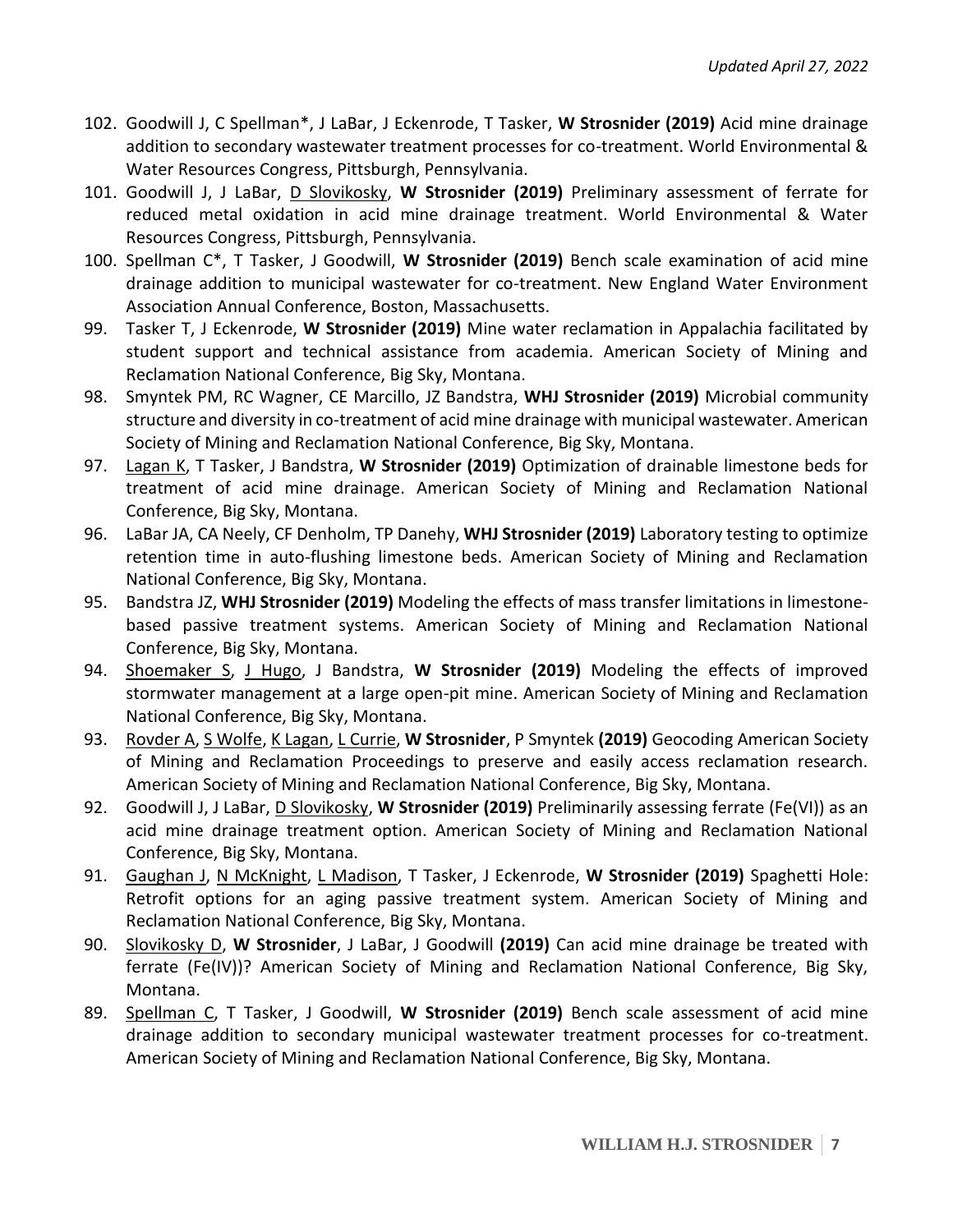102. Goodwill J, C Spellman*, J LaBar, J Eckenrode, T Tasker, **W Strosnider (2019)** Acid mine drainage addition to secondary wastewater treatment processes for co-treatment. World Environmental & Water Resources Congress, Pittsburgh, Pennsylvania.
101. Goodwill J, J LaBar, <u>D Slovikosky</u>, **W Strosnider (2019)** Preliminary assessment of ferrate for reduced metal oxidation in acid mine drainage treatment. World Environmental & Water Resources Congress, Pittsburgh, Pennsylvania.
100. Spellman C*, T Tasker, J Goodwill, **W Strosnider (2019)** Bench scale examination of acid mine drainage addition to municipal wastewater for co-treatment. New England Water Environment Association Annual Conference, Boston, Massachusetts.
99. Tasker T, J Eckenrode, **W Strosnider (2019)** Mine water reclamation in Appalachia facilitated by student support and technical assistance from academia. American Society of Mining and Reclamation National Conference, Big Sky, Montana.
98. Smyntek PM, RC Wagner, CE Marcillo, JZ Bandstra, **WHJ Strosnider (2019)** Microbial community structure and diversity in co-treatment of acid mine drainage with municipal wastewater. American Society of Mining and Reclamation National Conference, Big Sky, Montana.
97. <u>Lagan K</u>, T Tasker, J Bandstra, **W Strosnider (2019)** Optimization of drainable limestone beds for treatment of acid mine drainage. American Society of Mining and Reclamation National Conference, Big Sky, Montana.
96. LaBar JA, CA Neely, CF Denholm, TP Danehy, **WHJ Strosnider (2019)** Laboratory testing to optimize retention time in auto-flushing limestone beds. American Society of Mining and Reclamation National Conference, Big Sky, Montana.
95. Bandstra JZ, **WHJ Strosnider (2019)** Modeling the effects of mass transfer limitations in limestone-based passive treatment systems. American Society of Mining and Reclamation National Conference, Big Sky, Montana.
94. <u>Shoemaker S</u>, <u>J Hugo</u>, J Bandstra, **W Strosnider (2019)** Modeling the effects of improved stormwater management at a large open-pit mine. American Society of Mining and Reclamation National Conference, Big Sky, Montana.
93. <u>Rovder A</u>, <u>S Wolfe</u>, <u>K Lagan</u>, <u>L Currie</u>, **W Strosnider**, P Smyntek **(2019)** Geocoding American Society of Mining and Reclamation Proceedings to preserve and easily access reclamation research. American Society of Mining and Reclamation National Conference, Big Sky, Montana.
92. Goodwill J, J LaBar, <u>D Slovikosky</u>, **W Strosnider (2019)** Preliminarily assessing ferrate (Fe(VI)) as an acid mine drainage treatment option. American Society of Mining and Reclamation National Conference, Big Sky, Montana.
91. <u>Gaughan J</u>, <u>N McKnight</u>, <u>L Madison</u>, T Tasker, J Eckenrode, **W Strosnider (2019)** Spaghetti Hole: Retrofit options for an aging passive treatment system. American Society of Mining and Reclamation National Conference, Big Sky, Montana.
90. <u>Slovikosky D</u>, **W Strosnider**, J LaBar, J Goodwill **(2019)** Can acid mine drainage be treated with ferrate (Fe(IV))? American Society of Mining and Reclamation National Conference, Big Sky, Montana.
89. <u>Spellman C</u>, T Tasker, J Goodwill, **W Strosnider (2019)** Bench scale assessment of acid mine drainage addition to secondary municipal wastewater treatment processes for co-treatment. American Society of Mining and Reclamation National Conference, Big Sky, Montana.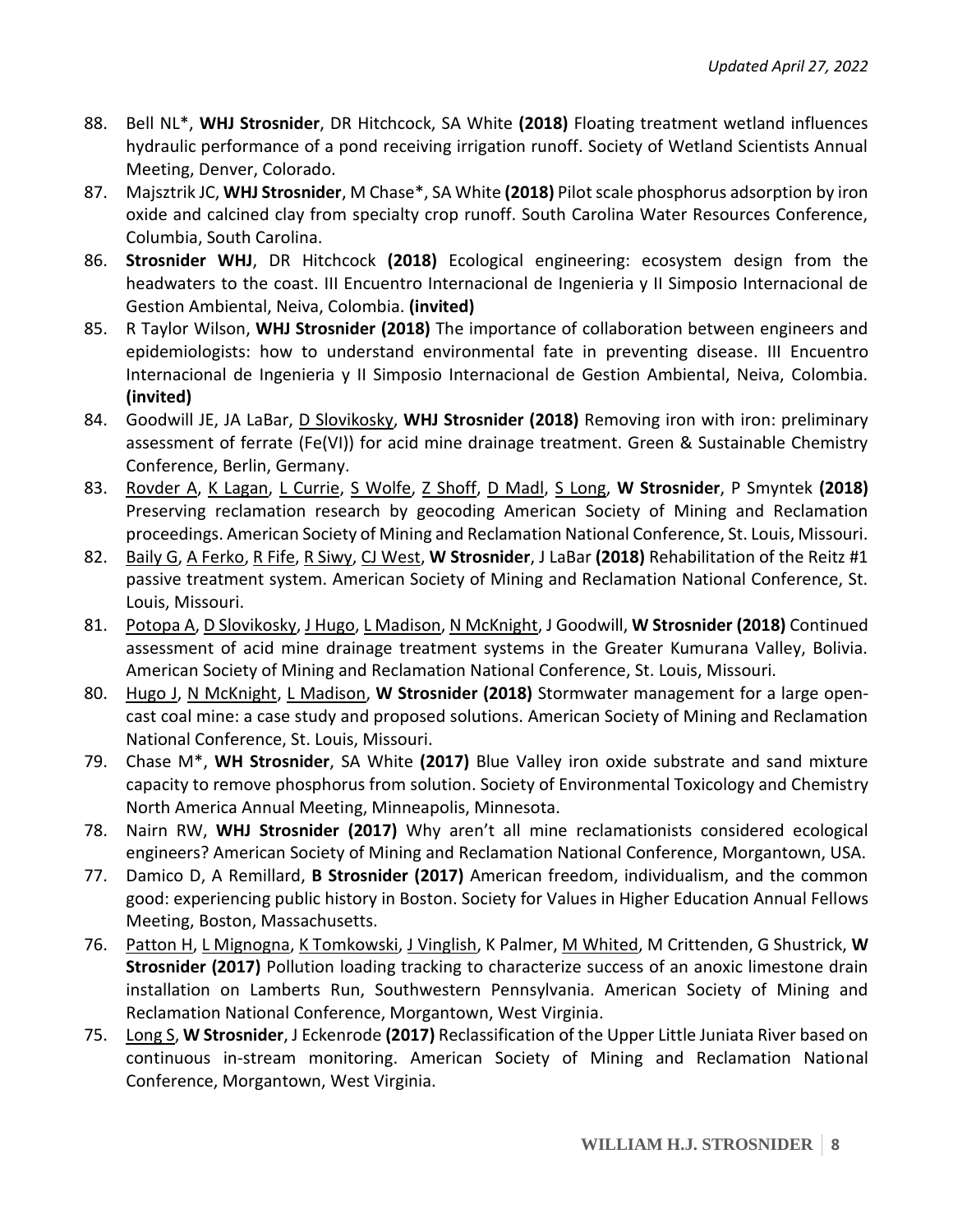*Updated April 27, 2022*

88. Bell NL\*, **WHJ Strosnider**, DR Hitchcock, SA White **(2018)** Floating treatment wetland influences hydraulic performance of a pond receiving irrigation runoff. Society of Wetland Scientists Annual Meeting, Denver, Colorado.
87. Majsztrik JC, **WHJ Strosnider**, M Chase\*, SA White **(2018)** Pilot scale phosphorus adsorption by iron oxide and calcined clay from specialty crop runoff. South Carolina Water Resources Conference, Columbia, South Carolina.
86. **Strosnider WHJ**, DR Hitchcock **(2018)** Ecological engineering: ecosystem design from the headwaters to the coast. III Encuentro Internacional de Ingenieria y II Simposio Internacional de Gestion Ambiental, Neiva, Colombia. **(invited)**
85. R Taylor Wilson, **WHJ Strosnider (2018)** The importance of collaboration between engineers and epidemiologists: how to understand environmental fate in preventing disease. III Encuentro Internacional de Ingenieria y II Simposio Internacional de Gestion Ambiental, Neiva, Colombia. **(invited)**
84. Goodwill JE, JA LaBar, <u>D Slovikosky</u>, **WHJ Strosnider (2018)** Removing iron with iron: preliminary assessment of ferrate (Fe(VI)) for acid mine drainage treatment. Green & Sustainable Chemistry Conference, Berlin, Germany.
83. <u>Rovder A</u>, <u>K Lagan</u>, <u>L Currie</u>, <u>S Wolfe</u>, <u>Z Shoff</u>, <u>D Madl</u>, <u>S Long</u>, **W Strosnider**, P Smyntek **(2018)** Preserving reclamation research by geocoding American Society of Mining and Reclamation proceedings. American Society of Mining and Reclamation National Conference, St. Louis, Missouri.
82. <u>Baily G</u>, <u>A Ferko</u>, <u>R Fife</u>, <u>R Siwy</u>, <u>CJ West</u>, **W Strosnider**, J LaBar **(2018)** Rehabilitation of the Reitz #1 passive treatment system. American Society of Mining and Reclamation National Conference, St. Louis, Missouri.
81. <u>Potopa A</u>, <u>D Slovikosky</u>, <u>J Hugo</u>, <u>L Madison</u>, <u>N McKnight</u>, J Goodwill, **W Strosnider (2018)** Continued assessment of acid mine drainage treatment systems in the Greater Kumurana Valley, Bolivia. American Society of Mining and Reclamation National Conference, St. Louis, Missouri.
80. <u>Hugo J</u>, <u>N McKnight</u>, <u>L Madison</u>, **W Strosnider (2018)** Stormwater management for a large open-cast coal mine: a case study and proposed solutions. American Society of Mining and Reclamation National Conference, St. Louis, Missouri.
79. Chase M\*, **WH Strosnider**, SA White **(2017)** Blue Valley iron oxide substrate and sand mixture capacity to remove phosphorus from solution. Society of Environmental Toxicology and Chemistry North America Annual Meeting, Minneapolis, Minnesota.
78. Nairn RW, **WHJ Strosnider (2017)** Why aren't all mine reclamationists considered ecological engineers? American Society of Mining and Reclamation National Conference, Morgantown, USA.
77. Damico D, A Remillard, **B Strosnider (2017)** American freedom, individualism, and the common good: experiencing public history in Boston. Society for Values in Higher Education Annual Fellows Meeting, Boston, Massachusetts.
76. <u>Patton H</u>, <u>L Mignogna</u>, <u>K Tomkowski</u>, <u>J Vinglish</u>, K Palmer, <u>M Whited</u>, M Crittenden, G Shustrick, **W Strosnider (2017)** Pollution loading tracking to characterize success of an anoxic limestone drain installation on Lamberts Run, Southwestern Pennsylvania. American Society of Mining and Reclamation National Conference, Morgantown, West Virginia.
75. <u>Long S</u>, **W Strosnider**, J Eckenrode **(2017)** Reclassification of the Upper Little Juniata River based on continuous in-stream monitoring. American Society of Mining and Reclamation National Conference, Morgantown, West Virginia.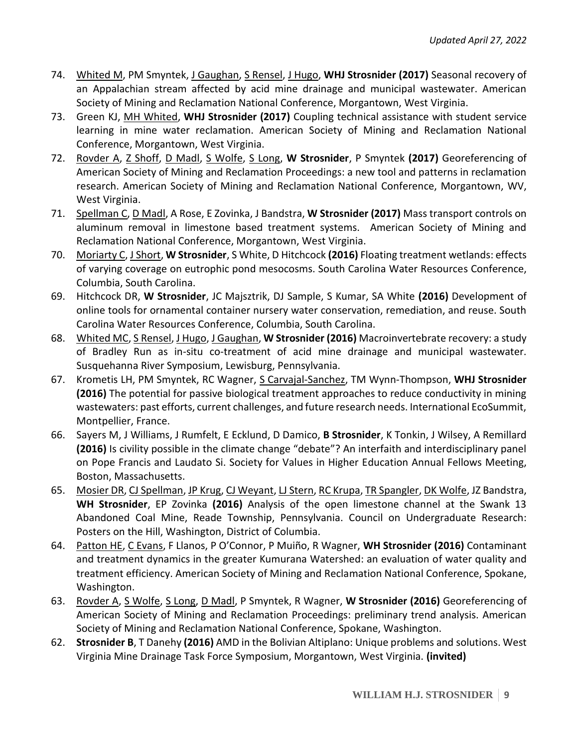74. Whited M, PM Smyntek, J Gaughan, S Rensel, J Hugo, **WHJ Strosnider (2017)** Seasonal recovery of an Appalachian stream affected by acid mine drainage and municipal wastewater. American Society of Mining and Reclamation National Conference, Morgantown, West Virginia.
73. Green KJ, MH Whited, **WHJ Strosnider (2017)** Coupling technical assistance with student service learning in mine water reclamation. American Society of Mining and Reclamation National Conference, Morgantown, West Virginia.
72. Rovder A, Z Shoff, D Madl, S Wolfe, S Long, **W Strosnider**, P Smyntek **(2017)** Georeferencing of American Society of Mining and Reclamation Proceedings: a new tool and patterns in reclamation research. American Society of Mining and Reclamation National Conference, Morgantown, WV, West Virginia.
71. Spellman C, D Madl, A Rose, E Zovinka, J Bandstra, **W Strosnider (2017)** Mass transport controls on aluminum removal in limestone based treatment systems. American Society of Mining and Reclamation National Conference, Morgantown, West Virginia.
70. Moriarty C, J Short, **W Strosnider**, S White, D Hitchcock **(2016)** Floating treatment wetlands: effects of varying coverage on eutrophic pond mesocosms. South Carolina Water Resources Conference, Columbia, South Carolina.
69. Hitchcock DR, **W Strosnider**, JC Majsztrik, DJ Sample, S Kumar, SA White **(2016)** Development of online tools for ornamental container nursery water conservation, remediation, and reuse. South Carolina Water Resources Conference, Columbia, South Carolina.
68. Whited MC, S Rensel, J Hugo, J Gaughan, **W Strosnider (2016)** Macroinvertebrate recovery: a study of Bradley Run as in-situ co-treatment of acid mine drainage and municipal wastewater. Susquehanna River Symposium, Lewisburg, Pennsylvania.
67. Krometis LH, PM Smyntek, RC Wagner, S Carvajal-Sanchez, TM Wynn-Thompson, **WHJ Strosnider (2016)** The potential for passive biological treatment approaches to reduce conductivity in mining wastewaters: past efforts, current challenges, and future research needs. International EcoSummit, Montpellier, France.
66. Sayers M, J Williams, J Rumfelt, E Ecklund, D Damico, **B Strosnider**, K Tonkin, J Wilsey, A Remillard **(2016)** Is civility possible in the climate change "debate"? An interfaith and interdisciplinary panel on Pope Francis and Laudato Si. Society for Values in Higher Education Annual Fellows Meeting, Boston, Massachusetts.
65. Mosier DR, CJ Spellman, JP Krug, CJ Weyant, LJ Stern, RC Krupa, TR Spangler, DK Wolfe, JZ Bandstra, **WH Strosnider**, EP Zovinka **(2016)** Analysis of the open limestone channel at the Swank 13 Abandoned Coal Mine, Reade Township, Pennsylvania. Council on Undergraduate Research: Posters on the Hill, Washington, District of Columbia.
64. Patton HE, C Evans, F Llanos, P O'Connor, P Muiño, R Wagner, **WH Strosnider (2016)** Contaminant and treatment dynamics in the greater Kumurana Watershed: an evaluation of water quality and treatment efficiency. American Society of Mining and Reclamation National Conference, Spokane, Washington.
63. Rovder A, S Wolfe, S Long, D Madl, P Smyntek, R Wagner, **W Strosnider (2016)** Georeferencing of American Society of Mining and Reclamation Proceedings: preliminary trend analysis. American Society of Mining and Reclamation National Conference, Spokane, Washington.
62. **Strosnider B**, T Danehy **(2016)** AMD in the Bolivian Altiplano: Unique problems and solutions. West Virginia Mine Drainage Task Force Symposium, Morgantown, West Virginia. **(invited)**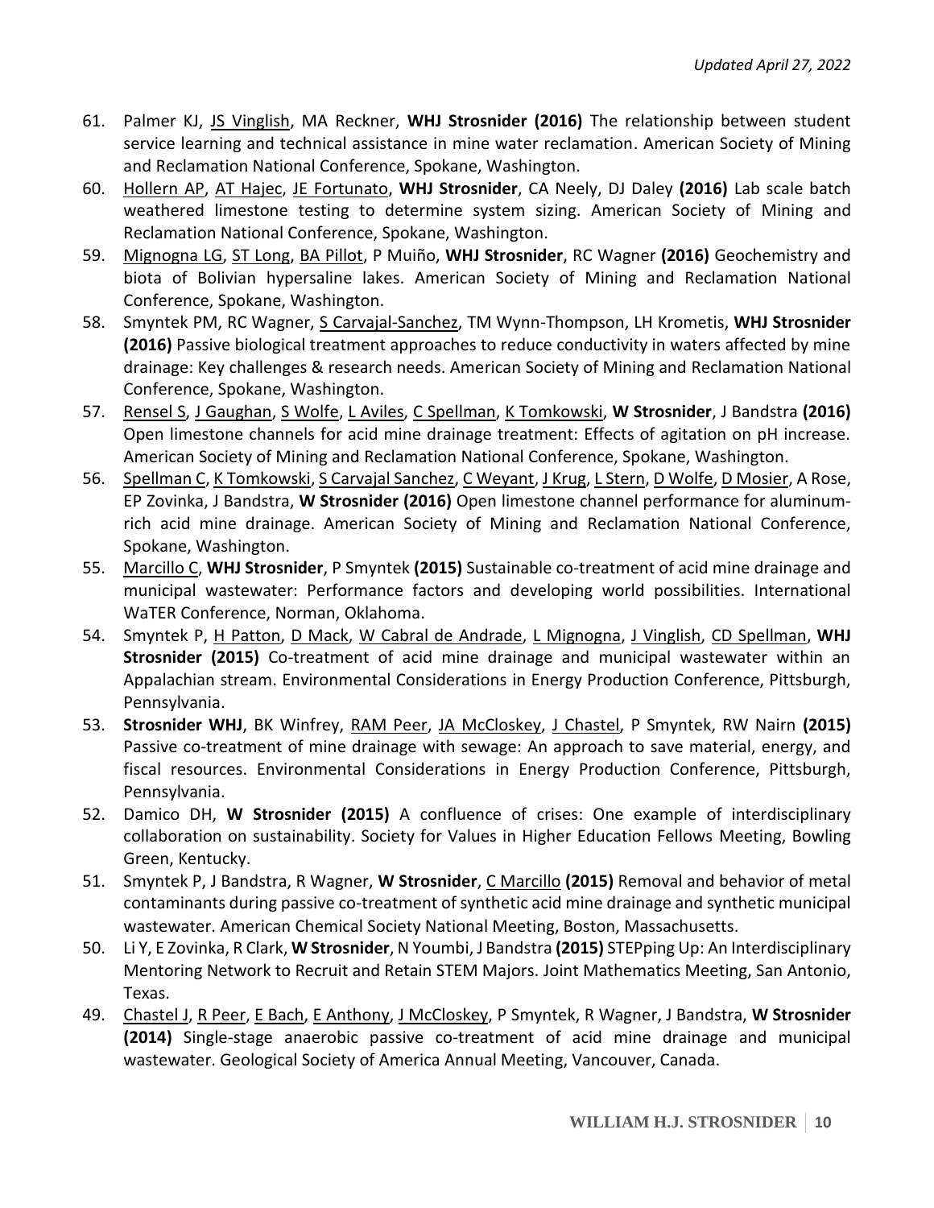61. Palmer KJ, <u>JS Vinglish</u>, MA Reckner, **WHJ Strosnider (2016)** The relationship between student service learning and technical assistance in mine water reclamation. American Society of Mining and Reclamation National Conference, Spokane, Washington.
60. <u>Hollern AP</u>, <u>AT Hajec</u>, <u>JE Fortunato</u>, **WHJ Strosnider**, CA Neely, DJ Daley **(2016)** Lab scale batch weathered limestone testing to determine system sizing. American Society of Mining and Reclamation National Conference, Spokane, Washington.
59. <u>Mignogna LG</u>, <u>ST Long</u>, <u>BA Pillot</u>, P Muiño, **WHJ Strosnider**, RC Wagner **(2016)** Geochemistry and biota of Bolivian hypersaline lakes. American Society of Mining and Reclamation National Conference, Spokane, Washington.
58. Smyntek PM, RC Wagner, <u>S Carvajal-Sanchez</u>, TM Wynn-Thompson, LH Krometis, **WHJ Strosnider (2016)** Passive biological treatment approaches to reduce conductivity in waters affected by mine drainage: Key challenges & research needs. American Society of Mining and Reclamation National Conference, Spokane, Washington.
57. <u>Rensel S</u>, <u>J Gaughan</u>, <u>S Wolfe</u>, <u>L Aviles</u>, <u>C Spellman</u>, <u>K Tomkowski</u>, **W Strosnider**, J Bandstra **(2016)** Open limestone channels for acid mine drainage treatment: Effects of agitation on pH increase. American Society of Mining and Reclamation National Conference, Spokane, Washington.
56. <u>Spellman C</u>, <u>K Tomkowski</u>, <u>S Carvajal Sanchez</u>, <u>C Weyant</u>, <u>J Krug</u>, <u>L Stern</u>, <u>D Wolfe</u>, <u>D Mosier</u>, A Rose, EP Zovinka, J Bandstra, **W Strosnider (2016)** Open limestone channel performance for aluminum-rich acid mine drainage. American Society of Mining and Reclamation National Conference, Spokane, Washington.
55. <u>Marcillo C</u>, **WHJ Strosnider**, P Smyntek **(2015)** Sustainable co-treatment of acid mine drainage and municipal wastewater: Performance factors and developing world possibilities. International WaTER Conference, Norman, Oklahoma.
54. Smyntek P, <u>H Patton</u>, <u>D Mack</u>, <u>W Cabral de Andrade</u>, <u>L Mignogna</u>, <u>J Vinglish</u>, <u>CD Spellman</u>, **WHJ Strosnider (2015)** Co-treatment of acid mine drainage and municipal wastewater within an Appalachian stream. Environmental Considerations in Energy Production Conference, Pittsburgh, Pennsylvania.
53. **Strosnider WHJ**, BK Winfrey, <u>RAM Peer</u>, <u>JA McCloskey</u>, <u>J Chastel</u>, P Smyntek, RW Nairn **(2015)** Passive co-treatment of mine drainage with sewage: An approach to save material, energy, and fiscal resources. Environmental Considerations in Energy Production Conference, Pittsburgh, Pennsylvania.
52. Damico DH, **W Strosnider (2015)** A confluence of crises: One example of interdisciplinary collaboration on sustainability. Society for Values in Higher Education Fellows Meeting, Bowling Green, Kentucky.
51. Smyntek P, J Bandstra, R Wagner, **W Strosnider**, <u>C Marcillo</u> **(2015)** Removal and behavior of metal contaminants during passive co-treatment of synthetic acid mine drainage and synthetic municipal wastewater. American Chemical Society National Meeting, Boston, Massachusetts.
50. Li Y, E Zovinka, R Clark, **W Strosnider**, N Youmbi, J Bandstra **(2015)** STEPping Up: An Interdisciplinary Mentoring Network to Recruit and Retain STEM Majors. Joint Mathematics Meeting, San Antonio, Texas.
49. <u>Chastel J</u>, <u>R Peer</u>, <u>E Bach</u>, <u>E Anthony</u>, <u>J McCloskey</u>, P Smyntek, R Wagner, J Bandstra, **W Strosnider (2014)** Single-stage anaerobic passive co-treatment of acid mine drainage and municipal wastewater. Geological Society of America Annual Meeting, Vancouver, Canada.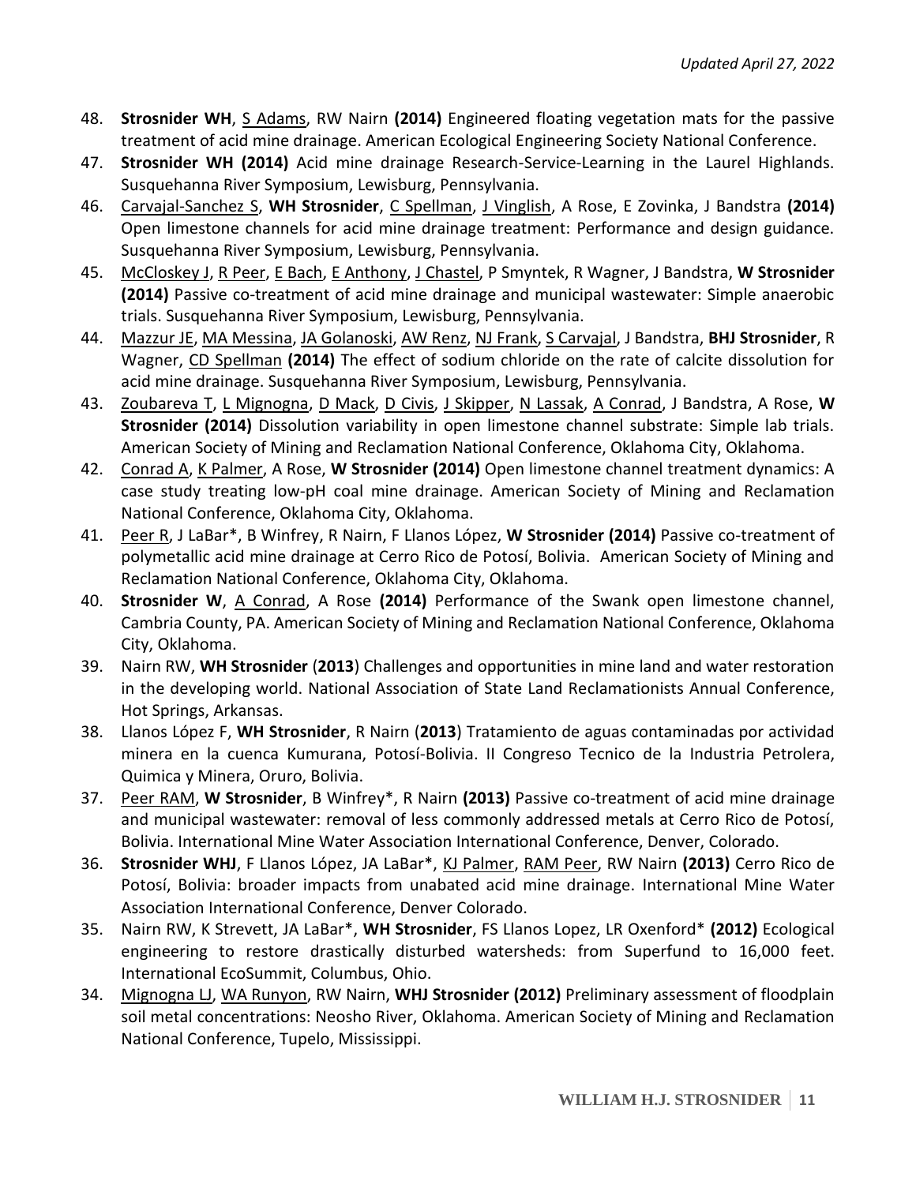48. **Strosnider WH**, <u>S Adams</u>, RW Nairn **(2014)** Engineered floating vegetation mats for the passive treatment of acid mine drainage. American Ecological Engineering Society National Conference.
47. **Strosnider WH (2014)** Acid mine drainage Research-Service-Learning in the Laurel Highlands. Susquehanna River Symposium, Lewisburg, Pennsylvania.
46. <u>Carvajal-Sanchez S</u>, **WH Strosnider**, <u>C Spellman</u>, <u>J Vinglish</u>, A Rose, E Zovinka, J Bandstra **(2014)** Open limestone channels for acid mine drainage treatment: Performance and design guidance. Susquehanna River Symposium, Lewisburg, Pennsylvania.
45. <u>McCloskey J</u>, <u>R Peer</u>, <u>E Bach</u>, <u>E Anthony</u>, <u>J Chastel</u>, P Smyntek, R Wagner, J Bandstra, **W Strosnider (2014)** Passive co-treatment of acid mine drainage and municipal wastewater: Simple anaerobic trials. Susquehanna River Symposium, Lewisburg, Pennsylvania.
44. <u>Mazzur JE</u>, <u>MA Messina</u>, <u>JA Golanoski</u>, <u>AW Renz</u>, <u>NJ Frank</u>, <u>S Carvajal</u>, J Bandstra, **BHJ Strosnider**, R Wagner, <u>CD Spellman</u> **(2014)** The effect of sodium chloride on the rate of calcite dissolution for acid mine drainage. Susquehanna River Symposium, Lewisburg, Pennsylvania.
43. <u>Zoubareva T</u>, <u>L Mignogna</u>, <u>D Mack</u>, <u>D Civis</u>, <u>J Skipper</u>, <u>N Lassak</u>, <u>A Conrad</u>, J Bandstra, A Rose, **W Strosnider (2014)** Dissolution variability in open limestone channel substrate: Simple lab trials. American Society of Mining and Reclamation National Conference, Oklahoma City, Oklahoma.
42. <u>Conrad A</u>, <u>K Palmer</u>, A Rose, **W Strosnider (2014)** Open limestone channel treatment dynamics: A case study treating low-pH coal mine drainage. American Society of Mining and Reclamation National Conference, Oklahoma City, Oklahoma.
41. <u>Peer R</u>, J LaBar*, B Winfrey, R Nairn, F Llanos López, **W Strosnider (2014)** Passive co-treatment of polymetallic acid mine drainage at Cerro Rico de Potosí, Bolivia. American Society of Mining and Reclamation National Conference, Oklahoma City, Oklahoma.
40. **Strosnider W**, <u>A Conrad</u>, A Rose **(2014)** Performance of the Swank open limestone channel, Cambria County, PA. American Society of Mining and Reclamation National Conference, Oklahoma City, Oklahoma.
39. Nairn RW, **WH Strosnider** (**2013**) Challenges and opportunities in mine land and water restoration in the developing world. National Association of State Land Reclamationists Annual Conference, Hot Springs, Arkansas.
38. Llanos López F, **WH Strosnider**, R Nairn (**2013**) Tratamiento de aguas contaminadas por actividad minera en la cuenca Kumurana, Potosí-Bolivia. II Congreso Tecnico de la Industria Petrolera, Quimica y Minera, Oruro, Bolivia.
37. <u>Peer RAM</u>, **W Strosnider**, B Winfrey*, R Nairn **(2013)** Passive co-treatment of acid mine drainage and municipal wastewater: removal of less commonly addressed metals at Cerro Rico de Potosí, Bolivia. International Mine Water Association International Conference, Denver, Colorado.
36. **Strosnider WHJ**, F Llanos López, JA LaBar*, <u>KJ Palmer</u>, <u>RAM Peer</u>, RW Nairn **(2013)** Cerro Rico de Potosí, Bolivia: broader impacts from unabated acid mine drainage. International Mine Water Association International Conference, Denver Colorado.
35. Nairn RW, K Strevett, JA LaBar*, **WH Strosnider**, FS Llanos Lopez, LR Oxenford* **(2012)** Ecological engineering to restore drastically disturbed watersheds: from Superfund to 16,000 feet. International EcoSummit, Columbus, Ohio.
34. <u>Mignogna LJ</u>, <u>WA Runyon</u>, RW Nairn, **WHJ Strosnider (2012)** Preliminary assessment of floodplain soil metal concentrations: Neosho River, Oklahoma. American Society of Mining and Reclamation National Conference, Tupelo, Mississippi.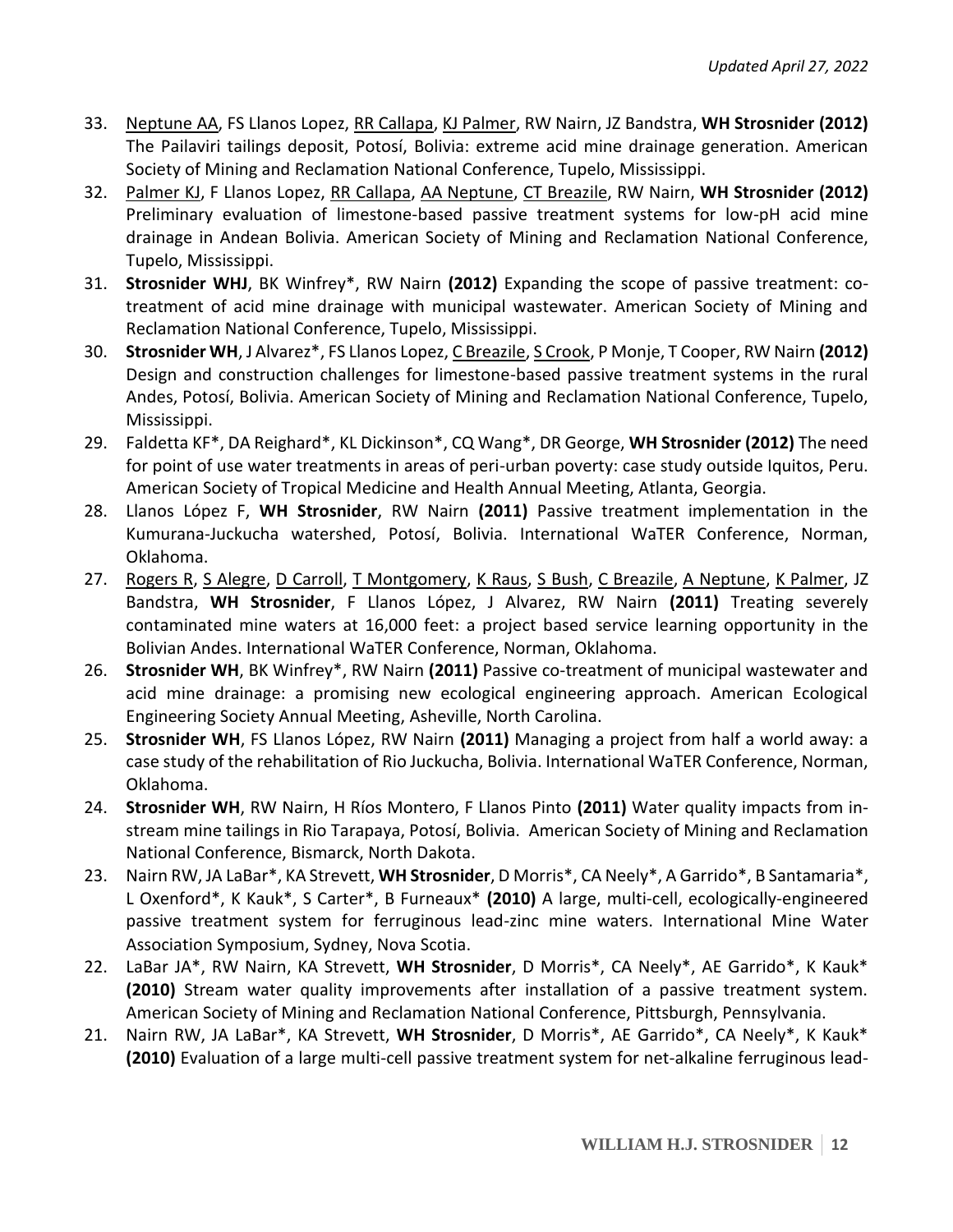33. <u>Neptune AA</u>, FS Llanos Lopez, <u>RR Callapa</u>, <u>KJ Palmer</u>, RW Nairn, JZ Bandstra, **WH Strosnider (2012)** The Pailaviri tailings deposit, Potosí, Bolivia: extreme acid mine drainage generation. American Society of Mining and Reclamation National Conference, Tupelo, Mississippi.
32. <u>Palmer KJ</u>, F Llanos Lopez, <u>RR Callapa</u>, <u>AA Neptune</u>, <u>CT Breazile</u>, RW Nairn, **WH Strosnider (2012)** Preliminary evaluation of limestone-based passive treatment systems for low-pH acid mine drainage in Andean Bolivia. American Society of Mining and Reclamation National Conference, Tupelo, Mississippi.
31. **Strosnider WHJ**, BK Winfrey*, RW Nairn **(2012)** Expanding the scope of passive treatment: co-treatment of acid mine drainage with municipal wastewater. American Society of Mining and Reclamation National Conference, Tupelo, Mississippi.
30. **Strosnider WH**, J Alvarez*, FS Llanos Lopez, <u>C Breazile</u>, <u>S Crook</u>, P Monje, T Cooper, RW Nairn **(2012)** Design and construction challenges for limestone-based passive treatment systems in the rural Andes, Potosí, Bolivia. American Society of Mining and Reclamation National Conference, Tupelo, Mississippi.
29. Faldetta KF*, DA Reighard*, KL Dickinson*, CQ Wang*, DR George, **WH Strosnider (2012)** The need for point of use water treatments in areas of peri-urban poverty: case study outside Iquitos, Peru. American Society of Tropical Medicine and Health Annual Meeting, Atlanta, Georgia.
28. Llanos López F, **WH Strosnider**, RW Nairn **(2011)** Passive treatment implementation in the Kumurana-Juckucha watershed, Potosí, Bolivia. International WaTER Conference, Norman, Oklahoma.
27. <u>Rogers R</u>, <u>S Alegre</u>, <u>D Carroll</u>, <u>T Montgomery</u>, <u>K Raus</u>, <u>S Bush</u>, <u>C Breazile</u>, <u>A Neptune</u>, <u>K Palmer</u>, JZ Bandstra, **WH Strosnider**, F Llanos López, J Alvarez, RW Nairn **(2011)** Treating severely contaminated mine waters at 16,000 feet: a project based service learning opportunity in the Bolivian Andes. International WaTER Conference, Norman, Oklahoma.
26. **Strosnider WH**, BK Winfrey*, RW Nairn **(2011)** Passive co-treatment of municipal wastewater and acid mine drainage: a promising new ecological engineering approach. American Ecological Engineering Society Annual Meeting, Asheville, North Carolina.
25. **Strosnider WH**, FS Llanos López, RW Nairn **(2011)** Managing a project from half a world away: a case study of the rehabilitation of Rio Juckucha, Bolivia. International WaTER Conference, Norman, Oklahoma.
24. **Strosnider WH**, RW Nairn, H Ríos Montero, F Llanos Pinto **(2011)** Water quality impacts from in-stream mine tailings in Rio Tarapaya, Potosí, Bolivia. American Society of Mining and Reclamation National Conference, Bismarck, North Dakota.
23. Nairn RW, JA LaBar*, KA Strevett, **WH Strosnider**, D Morris*, CA Neely*, A Garrido*, B Santamaria*, L Oxenford*, K Kauk*, S Carter*, B Furneaux* **(2010)** A large, multi-cell, ecologically-engineered passive treatment system for ferruginous lead-zinc mine waters. International Mine Water Association Symposium, Sydney, Nova Scotia.
22. LaBar JA*, RW Nairn, KA Strevett, **WH Strosnider**, D Morris*, CA Neely*, AE Garrido*, K Kauk* **(2010)** Stream water quality improvements after installation of a passive treatment system. American Society of Mining and Reclamation National Conference, Pittsburgh, Pennsylvania.
21. Nairn RW, JA LaBar*, KA Strevett, **WH Strosnider**, D Morris*, AE Garrido*, CA Neely*, K Kauk* **(2010)** Evaluation of a large multi-cell passive treatment system for net-alkaline ferruginous lead-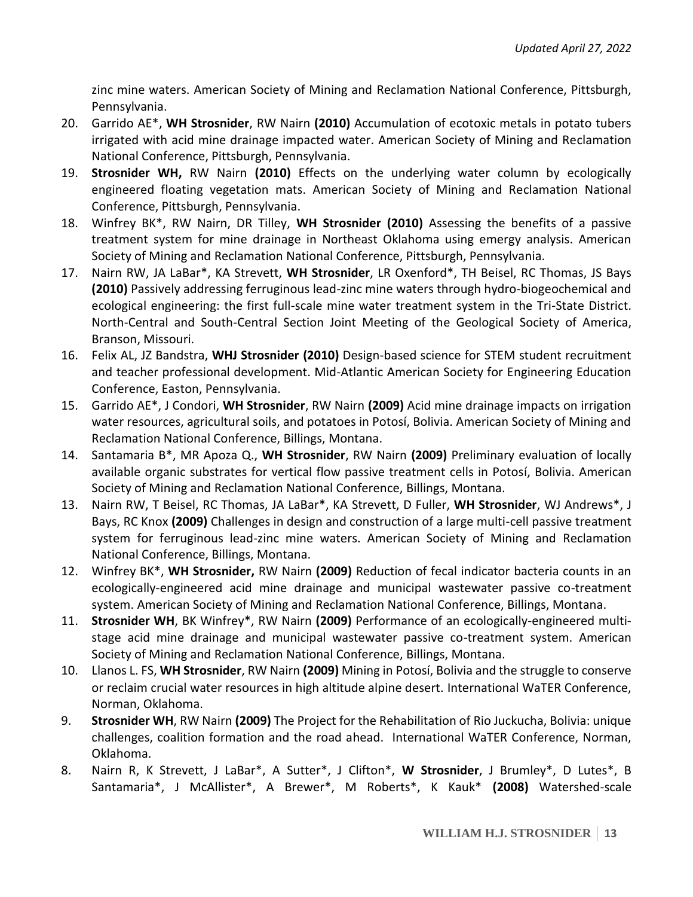zinc mine waters. American Society of Mining and Reclamation National Conference, Pittsburgh, Pennsylvania.

20. Garrido AE*, **WH Strosnider**, RW Nairn **(2010)** Accumulation of ecotoxic metals in potato tubers irrigated with acid mine drainage impacted water. American Society of Mining and Reclamation National Conference, Pittsburgh, Pennsylvania.
19. **Strosnider WH,** RW Nairn **(2010)** Effects on the underlying water column by ecologically engineered floating vegetation mats. American Society of Mining and Reclamation National Conference, Pittsburgh, Pennsylvania.
18. Winfrey BK*, RW Nairn, DR Tilley, **WH Strosnider (2010)** Assessing the benefits of a passive treatment system for mine drainage in Northeast Oklahoma using emergy analysis. American Society of Mining and Reclamation National Conference, Pittsburgh, Pennsylvania.
17. Nairn RW, JA LaBar*, KA Strevett, **WH Strosnider**, LR Oxenford*, TH Beisel, RC Thomas, JS Bays **(2010)** Passively addressing ferruginous lead-zinc mine waters through hydro-biogeochemical and ecological engineering: the first full-scale mine water treatment system in the Tri-State District. North-Central and South-Central Section Joint Meeting of the Geological Society of America, Branson, Missouri.
16. Felix AL, JZ Bandstra, **WHJ Strosnider (2010)** Design-based science for STEM student recruitment and teacher professional development. Mid-Atlantic American Society for Engineering Education Conference, Easton, Pennsylvania.
15. Garrido AE*, J Condori, **WH Strosnider**, RW Nairn **(2009)** Acid mine drainage impacts on irrigation water resources, agricultural soils, and potatoes in Potosí, Bolivia. American Society of Mining and Reclamation National Conference, Billings, Montana.
14. Santamaria B*, MR Apoza Q., **WH Strosnider**, RW Nairn **(2009)** Preliminary evaluation of locally available organic substrates for vertical flow passive treatment cells in Potosí, Bolivia. American Society of Mining and Reclamation National Conference, Billings, Montana.
13. Nairn RW, T Beisel, RC Thomas, JA LaBar*, KA Strevett, D Fuller, **WH Strosnider**, WJ Andrews*, J Bays, RC Knox **(2009)** Challenges in design and construction of a large multi-cell passive treatment system for ferruginous lead-zinc mine waters. American Society of Mining and Reclamation National Conference, Billings, Montana.
12. Winfrey BK*, **WH Strosnider,** RW Nairn **(2009)** Reduction of fecal indicator bacteria counts in an ecologically-engineered acid mine drainage and municipal wastewater passive co-treatment system. American Society of Mining and Reclamation National Conference, Billings, Montana.
11. **Strosnider WH**, BK Winfrey*, RW Nairn **(2009)** Performance of an ecologically-engineered multi-stage acid mine drainage and municipal wastewater passive co-treatment system. American Society of Mining and Reclamation National Conference, Billings, Montana.
10. Llanos L. FS, **WH Strosnider**, RW Nairn **(2009)** Mining in Potosí, Bolivia and the struggle to conserve or reclaim crucial water resources in high altitude alpine desert. International WaTER Conference, Norman, Oklahoma.
9. **Strosnider WH**, RW Nairn **(2009)** The Project for the Rehabilitation of Rio Juckucha, Bolivia: unique challenges, coalition formation and the road ahead. International WaTER Conference, Norman, Oklahoma.
8. Nairn R, K Strevett, J LaBar*, A Sutter*, J Clifton*, **W Strosnider**, J Brumley*, D Lutes*, B Santamaria*, J McAllister*, A Brewer*, M Roberts*, K Kauk* **(2008)** Watershed-scale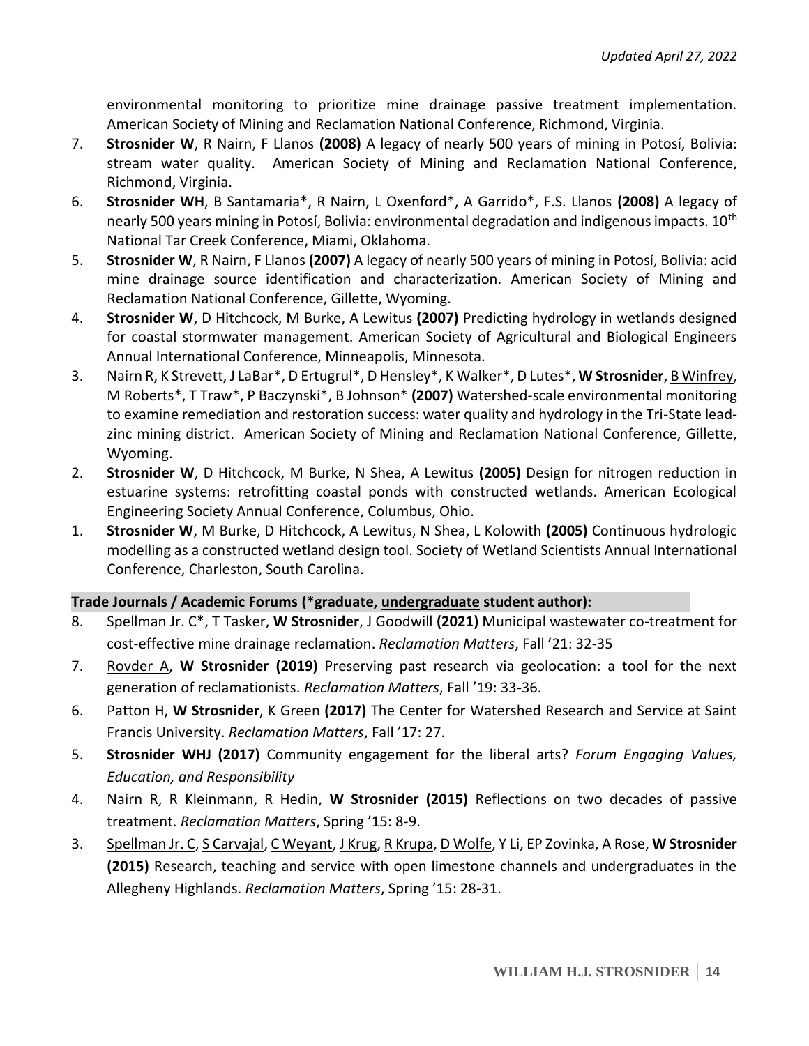environmental monitoring to prioritize mine drainage passive treatment implementation. American Society of Mining and Reclamation National Conference, Richmond, Virginia.

7. **Strosnider W**, R Nairn, F Llanos **(2008)** A legacy of nearly 500 years of mining in Potosí, Bolivia: stream water quality. American Society of Mining and Reclamation National Conference, Richmond, Virginia.
6. **Strosnider WH**, B Santamaria*, R Nairn, L Oxenford*, A Garrido*, F.S. Llanos **(2008)** A legacy of nearly 500 years mining in Potosí, Bolivia: environmental degradation and indigenous impacts. 10th National Tar Creek Conference, Miami, Oklahoma.
5. **Strosnider W**, R Nairn, F Llanos **(2007)** A legacy of nearly 500 years of mining in Potosí, Bolivia: acid mine drainage source identification and characterization. American Society of Mining and Reclamation National Conference, Gillette, Wyoming.
4. **Strosnider W**, D Hitchcock, M Burke, A Lewitus **(2007)** Predicting hydrology in wetlands designed for coastal stormwater management. American Society of Agricultural and Biological Engineers Annual International Conference, Minneapolis, Minnesota.
3. Nairn R, K Strevett, J LaBar*, D Ertugrul*, D Hensley*, K Walker*, D Lutes*, **W Strosnider**, <u>B Winfrey</u>, M Roberts*, T Traw*, P Baczynski*, B Johnson* **(2007)** Watershed-scale environmental monitoring to examine remediation and restoration success: water quality and hydrology in the Tri-State lead-zinc mining district. American Society of Mining and Reclamation National Conference, Gillette, Wyoming.
2. **Strosnider W**, D Hitchcock, M Burke, N Shea, A Lewitus **(2005)** Design for nitrogen reduction in estuarine systems: retrofitting coastal ponds with constructed wetlands. American Ecological Engineering Society Annual Conference, Columbus, Ohio.
1. **Strosnider W**, M Burke, D Hitchcock, A Lewitus, N Shea, L Kolowith **(2005)** Continuous hydrologic modelling as a constructed wetland design tool. Society of Wetland Scientists Annual International Conference, Charleston, South Carolina.

**Trade Journals / Academic Forums (*graduate, <u>undergraduate</u> student author):**

8. Spellman Jr. C*, T Tasker, **W Strosnider**, J Goodwill **(2021)** Municipal wastewater co-treatment for cost-effective mine drainage reclamation. *Reclamation Matters*, Fall '21: 32-35
7. <u>Rovder A</u>, **W Strosnider (2019)** Preserving past research via geolocation: a tool for the next generation of reclamationists. *Reclamation Matters*, Fall '19: 33-36.
6. <u>Patton H</u>, **W Strosnider**, K Green **(2017)** The Center for Watershed Research and Service at Saint Francis University. *Reclamation Matters*, Fall '17: 27.
5. **Strosnider WHJ (2017)** Community engagement for the liberal arts? *Forum Engaging Values, Education, and Responsibility*
4. Nairn R, R Kleinmann, R Hedin, **W Strosnider (2015)** Reflections on two decades of passive treatment. *Reclamation Matters*, Spring '15: 8-9.
3. <u>Spellman Jr. C</u>, <u>S Carvajal</u>, <u>C Weyant</u>, <u>J Krug</u>, <u>R Krupa</u>, <u>D Wolfe</u>, Y Li, EP Zovinka, A Rose, **W Strosnider (2015)** Research, teaching and service with open limestone channels and undergraduates in the Allegheny Highlands. *Reclamation Matters*, Spring '15: 28-31.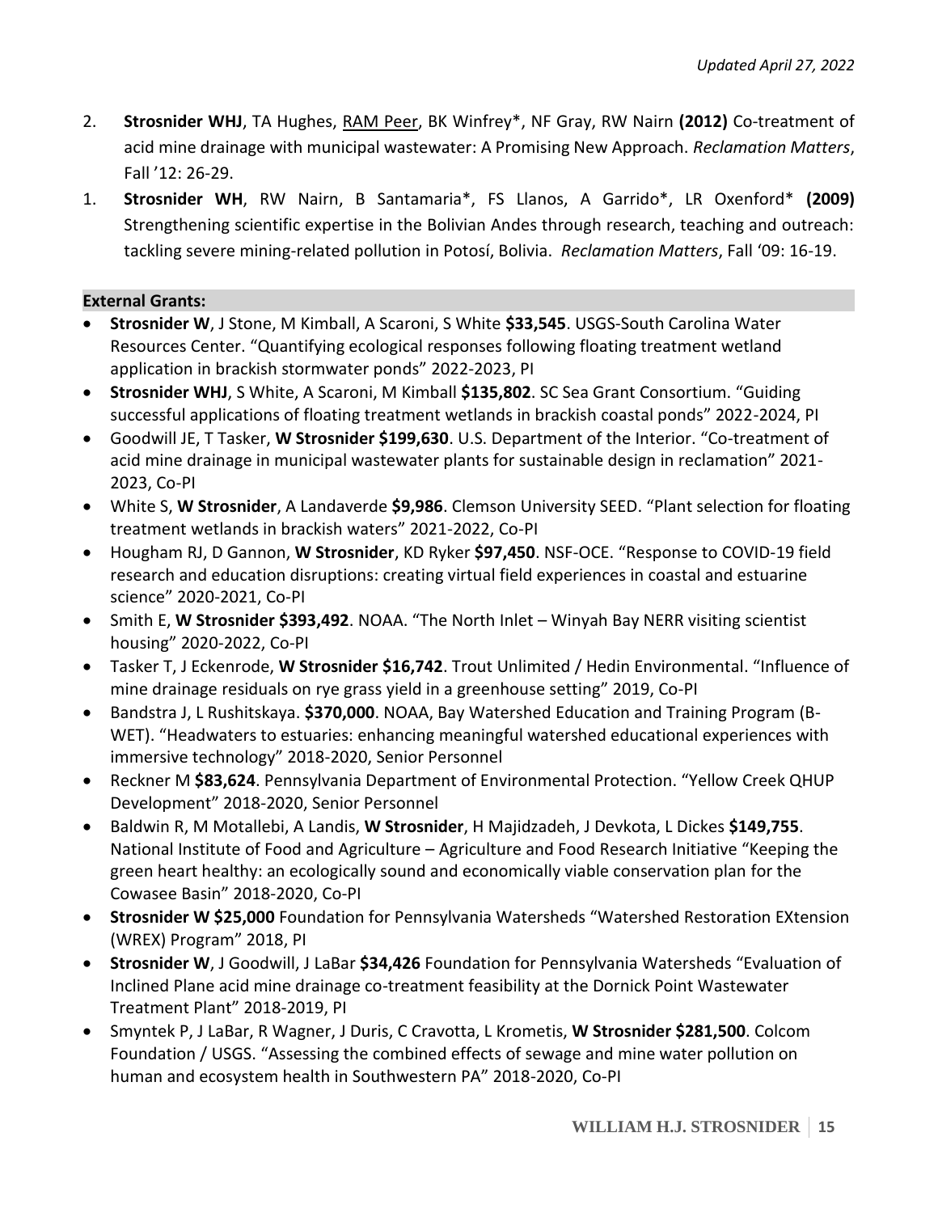2. **Strosnider WHJ**, TA Hughes, RAM Peer, BK Winfrey*, NF Gray, RW Nairn **(2012)** Co-treatment of acid mine drainage with municipal wastewater: A Promising New Approach. *Reclamation Matters*, Fall '12: 26-29.
1. **Strosnider WH**, RW Nairn, B Santamaria*, FS Llanos, A Garrido*, LR Oxenford* **(2009)** Strengthening scientific expertise in the Bolivian Andes through research, teaching and outreach: tackling severe mining-related pollution in Potosí, Bolivia. *Reclamation Matters*, Fall '09: 16-19.

## External Grants:

- **Strosnider W**, J Stone, M Kimball, A Scaroni, S White **$33,545**. USGS-South Carolina Water Resources Center. "Quantifying ecological responses following floating treatment wetland application in brackish stormwater ponds" 2022-2023, PI
- **Strosnider WHJ**, S White, A Scaroni, M Kimball **$135,802**. SC Sea Grant Consortium. "Guiding successful applications of floating treatment wetlands in brackish coastal ponds" 2022-2024, PI
- Goodwill JE, T Tasker, **W Strosnider $199,630**. U.S. Department of the Interior. "Co-treatment of acid mine drainage in municipal wastewater plants for sustainable design in reclamation" 2021-2023, Co-PI
- White S, **W Strosnider**, A Landaverde **$9,986**. Clemson University SEED. "Plant selection for floating treatment wetlands in brackish waters" 2021-2022, Co-PI
- Hougham RJ, D Gannon, **W Strosnider**, KD Ryker **$97,450**. NSF-OCE. "Response to COVID-19 field research and education disruptions: creating virtual field experiences in coastal and estuarine science" 2020-2021, Co-PI
- Smith E, **W Strosnider $393,492**. NOAA. "The North Inlet – Winyah Bay NERR visiting scientist housing" 2020-2022, Co-PI
- Tasker T, J Eckenrode, **W Strosnider $16,742**. Trout Unlimited / Hedin Environmental. "Influence of mine drainage residuals on rye grass yield in a greenhouse setting" 2019, Co-PI
- Bandstra J, L Rushitskaya. **$370,000**. NOAA, Bay Watershed Education and Training Program (B-WET). "Headwaters to estuaries: enhancing meaningful watershed educational experiences with immersive technology" 2018-2020, Senior Personnel
- Reckner M **$83,624**. Pennsylvania Department of Environmental Protection. "Yellow Creek QHUP Development" 2018-2020, Senior Personnel
- Baldwin R, M Motallebi, A Landis, **W Strosnider**, H Majidzadeh, J Devkota, L Dickes **$149,755**. National Institute of Food and Agriculture – Agriculture and Food Research Initiative "Keeping the green heart healthy: an ecologically sound and economically viable conservation plan for the Cowasee Basin" 2018-2020, Co-PI
- **Strosnider W $25,000** Foundation for Pennsylvania Watersheds "Watershed Restoration EXtension (WREX) Program" 2018, PI
- **Strosnider W**, J Goodwill, J LaBar **$34,426** Foundation for Pennsylvania Watersheds "Evaluation of Inclined Plane acid mine drainage co-treatment feasibility at the Dornick Point Wastewater Treatment Plant" 2018-2019, PI
- Smyntek P, J LaBar, R Wagner, J Duris, C Cravotta, L Krometis, **W Strosnider $281,500**. Colcom Foundation / USGS. "Assessing the combined effects of sewage and mine water pollution on human and ecosystem health in Southwestern PA" 2018-2020, Co-PI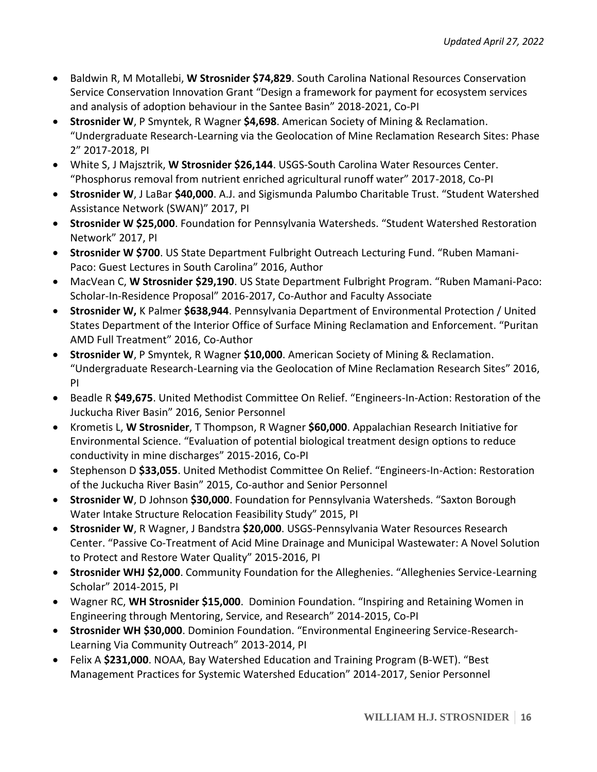- Baldwin R, M Motallebi, **W Strosnider $74,829**. South Carolina National Resources Conservation Service Conservation Innovation Grant "Design a framework for payment for ecosystem services and analysis of adoption behaviour in the Santee Basin" 2018-2021, Co-PI
- **Strosnider W**, P Smyntek, R Wagner **$4,698**. American Society of Mining & Reclamation. "Undergraduate Research-Learning via the Geolocation of Mine Reclamation Research Sites: Phase 2" 2017-2018, PI
- White S, J Majsztrik, **W Strosnider $26,144**. USGS-South Carolina Water Resources Center. "Phosphorus removal from nutrient enriched agricultural runoff water" 2017-2018, Co-PI
- **Strosnider W**, J LaBar **$40,000**. A.J. and Sigismunda Palumbo Charitable Trust. "Student Watershed Assistance Network (SWAN)" 2017, PI
- **Strosnider W $25,000**. Foundation for Pennsylvania Watersheds. "Student Watershed Restoration Network" 2017, PI
- **Strosnider W $700**. US State Department Fulbright Outreach Lecturing Fund. "Ruben Mamani-Paco: Guest Lectures in South Carolina" 2016, Author
- MacVean C, **W Strosnider $29,190**. US State Department Fulbright Program. "Ruben Mamani-Paco: Scholar-In-Residence Proposal" 2016-2017, Co-Author and Faculty Associate
- **Strosnider W,** K Palmer **$638,944**. Pennsylvania Department of Environmental Protection / United States Department of the Interior Office of Surface Mining Reclamation and Enforcement. "Puritan AMD Full Treatment" 2016, Co-Author
- **Strosnider W**, P Smyntek, R Wagner **$10,000**. American Society of Mining & Reclamation. "Undergraduate Research-Learning via the Geolocation of Mine Reclamation Research Sites" 2016, PI
- Beadle R **$49,675**. United Methodist Committee On Relief. "Engineers-In-Action: Restoration of the Juckucha River Basin" 2016, Senior Personnel
- Krometis L, **W Strosnider**, T Thompson, R Wagner **$60,000**. Appalachian Research Initiative for Environmental Science. "Evaluation of potential biological treatment design options to reduce conductivity in mine discharges" 2015-2016, Co-PI
- Stephenson D **$33,055**. United Methodist Committee On Relief. "Engineers-In-Action: Restoration of the Juckucha River Basin" 2015, Co-author and Senior Personnel
- **Strosnider W**, D Johnson **$30,000**. Foundation for Pennsylvania Watersheds. "Saxton Borough Water Intake Structure Relocation Feasibility Study" 2015, PI
- **Strosnider W**, R Wagner, J Bandstra **$20,000**. USGS-Pennsylvania Water Resources Research Center. "Passive Co-Treatment of Acid Mine Drainage and Municipal Wastewater: A Novel Solution to Protect and Restore Water Quality" 2015-2016, PI
- **Strosnider WHJ $2,000**. Community Foundation for the Alleghenies. "Alleghenies Service-Learning Scholar" 2014-2015, PI
- Wagner RC, **WH Strosnider $15,000**. Dominion Foundation. "Inspiring and Retaining Women in Engineering through Mentoring, Service, and Research" 2014-2015, Co-PI
- **Strosnider WH $30,000**. Dominion Foundation. "Environmental Engineering Service-Research-Learning Via Community Outreach" 2013-2014, PI
- Felix A **$231,000**. NOAA, Bay Watershed Education and Training Program (B-WET). "Best Management Practices for Systemic Watershed Education" 2014-2017, Senior Personnel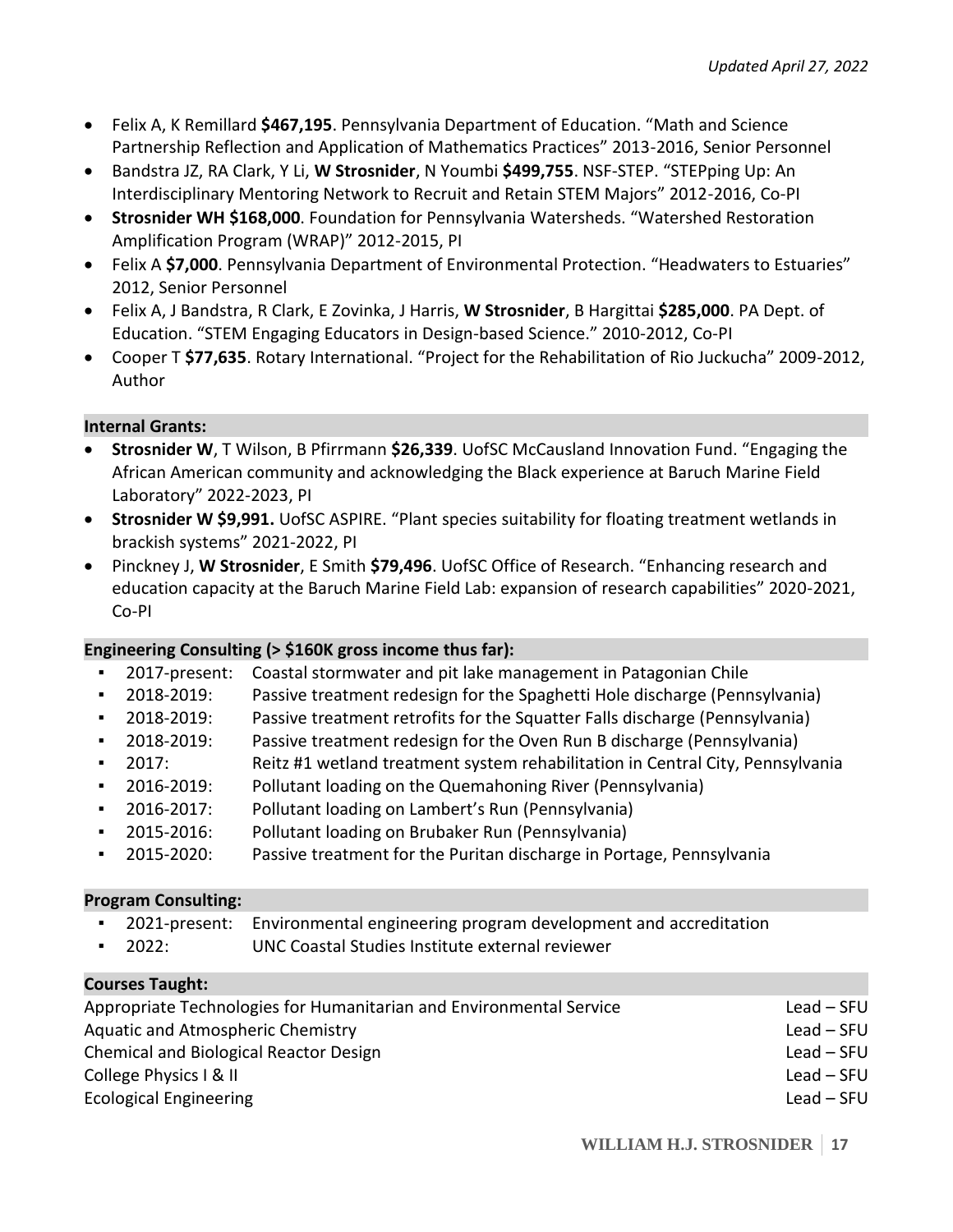- Felix A, K Remillard **$467,195**. Pennsylvania Department of Education. "Math and Science Partnership Reflection and Application of Mathematics Practices" 2013-2016, Senior Personnel
- Bandstra JZ, RA Clark, Y Li, **W Strosnider**, N Youmbi **$499,755**. NSF-STEP. "STEPping Up: An Interdisciplinary Mentoring Network to Recruit and Retain STEM Majors" 2012-2016, Co-PI
- **Strosnider WH $168,000**. Foundation for Pennsylvania Watersheds. "Watershed Restoration Amplification Program (WRAP)" 2012-2015, PI
- Felix A **$7,000**. Pennsylvania Department of Environmental Protection. "Headwaters to Estuaries" 2012, Senior Personnel
- Felix A, J Bandstra, R Clark, E Zovinka, J Harris, **W Strosnider**, B Hargittai **$285,000**. PA Dept. of Education. "STEM Engaging Educators in Design-based Science." 2010-2012, Co-PI
- Cooper T **$77,635**. Rotary International. "Project for the Rehabilitation of Rio Juckucha" 2009-2012, Author

**Internal Grants:**

- **Strosnider W**, T Wilson, B Pfirrmann **$26,339**. UofSC McCausland Innovation Fund. "Engaging the African American community and acknowledging the Black experience at Baruch Marine Field Laboratory" 2022-2023, PI
- **Strosnider W $9,991.** UofSC ASPIRE. "Plant species suitability for floating treatment wetlands in brackish systems" 2021-2022, PI
- Pinckney J, **W Strosnider**, E Smith **$79,496**. UofSC Office of Research. "Enhancing research and education capacity at the Baruch Marine Field Lab: expansion of research capabilities" 2020-2021, Co-PI

**Engineering Consulting (> $160K gross income thus far):**

- 2017-present: Coastal stormwater and pit lake management in Patagonian Chile
- 2018-2019: Passive treatment redesign for the Spaghetti Hole discharge (Pennsylvania)
- 2018-2019: Passive treatment retrofits for the Squatter Falls discharge (Pennsylvania)
- 2018-2019: Passive treatment redesign for the Oven Run B discharge (Pennsylvania)
- 2017: Reitz #1 wetland treatment system rehabilitation in Central City, Pennsylvania
- 2016-2019: Pollutant loading on the Quemahoning River (Pennsylvania)
- 2016-2017: Pollutant loading on Lambert's Run (Pennsylvania)
- 2015-2016: Pollutant loading on Brubaker Run (Pennsylvania)
- 2015-2020: Passive treatment for the Puritan discharge in Portage, Pennsylvania

**Program Consulting:**

- 2021-present: Environmental engineering program development and accreditation
- 2022: UNC Coastal Studies Institute external reviewer

**Courses Taught:**

| | |
|---|---|
| Appropriate Technologies for Humanitarian and Environmental Service | Lead – SFU |
| Aquatic and Atmospheric Chemistry | Lead – SFU |
| Chemical and Biological Reactor Design | Lead – SFU |
| College Physics I & II | Lead – SFU |
| Ecological Engineering | Lead – SFU |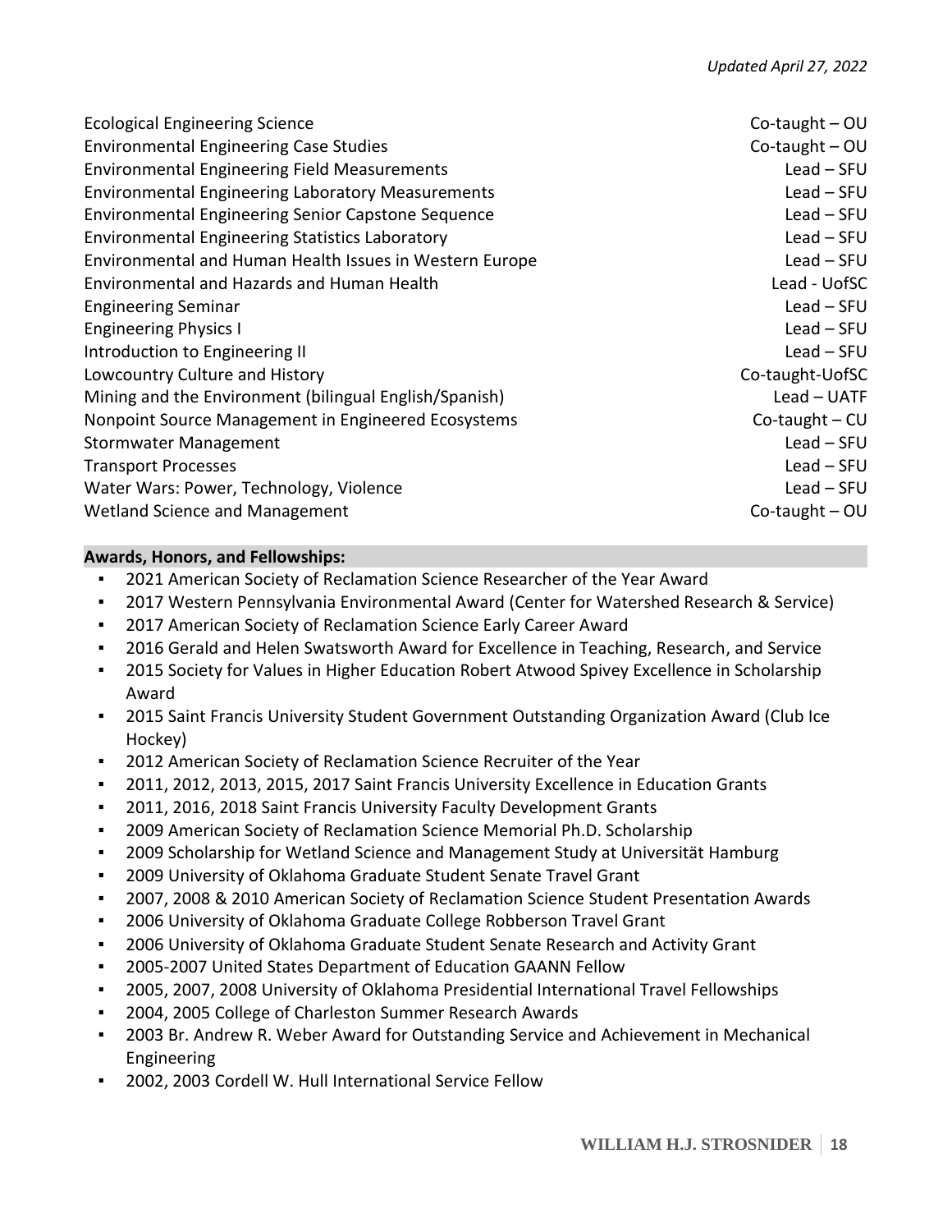| | |
|---|---|
| Ecological Engineering Science | Co-taught – OU |
| Environmental Engineering Case Studies | Co-taught – OU |
| Environmental Engineering Field Measurements | Lead – SFU |
| Environmental Engineering Laboratory Measurements | Lead – SFU |
| Environmental Engineering Senior Capstone Sequence | Lead – SFU |
| Environmental Engineering Statistics Laboratory | Lead – SFU |
| Environmental and Human Health Issues in Western Europe | Lead – SFU |
| Environmental and Hazards and Human Health | Lead - UofSC |
| Engineering Seminar | Lead – SFU |
| Engineering Physics I | Lead – SFU |
| Introduction to Engineering II | Lead – SFU |
| Lowcountry Culture and History | Co-taught-UofSC |
| Mining and the Environment (bilingual English/Spanish) | Lead – UATF |
| Nonpoint Source Management in Engineered Ecosystems | Co-taught – CU |
| Stormwater Management | Lead – SFU |
| Transport Processes | Lead – SFU |
| Water Wars: Power, Technology, Violence | Lead – SFU |
| Wetland Science and Management | Co-taught – OU |

**Awards, Honors, and Fellowships:**

- 2021 American Society of Reclamation Science Researcher of the Year Award
- 2017 Western Pennsylvania Environmental Award (Center for Watershed Research & Service)
- 2017 American Society of Reclamation Science Early Career Award
- 2016 Gerald and Helen Swatsworth Award for Excellence in Teaching, Research, and Service
- 2015 Society for Values in Higher Education Robert Atwood Spivey Excellence in Scholarship Award
- 2015 Saint Francis University Student Government Outstanding Organization Award (Club Ice Hockey)
- 2012 American Society of Reclamation Science Recruiter of the Year
- 2011, 2012, 2013, 2015, 2017 Saint Francis University Excellence in Education Grants
- 2011, 2016, 2018 Saint Francis University Faculty Development Grants
- 2009 American Society of Reclamation Science Memorial Ph.D. Scholarship
- 2009 Scholarship for Wetland Science and Management Study at Universität Hamburg
- 2009 University of Oklahoma Graduate Student Senate Travel Grant
- 2007, 2008 & 2010 American Society of Reclamation Science Student Presentation Awards
- 2006 University of Oklahoma Graduate College Robberson Travel Grant
- 2006 University of Oklahoma Graduate Student Senate Research and Activity Grant
- 2005-2007 United States Department of Education GAANN Fellow
- 2005, 2007, 2008 University of Oklahoma Presidential International Travel Fellowships
- 2004, 2005 College of Charleston Summer Research Awards
- 2003 Br. Andrew R. Weber Award for Outstanding Service and Achievement in Mechanical Engineering
- 2002, 2003 Cordell W. Hull International Service Fellow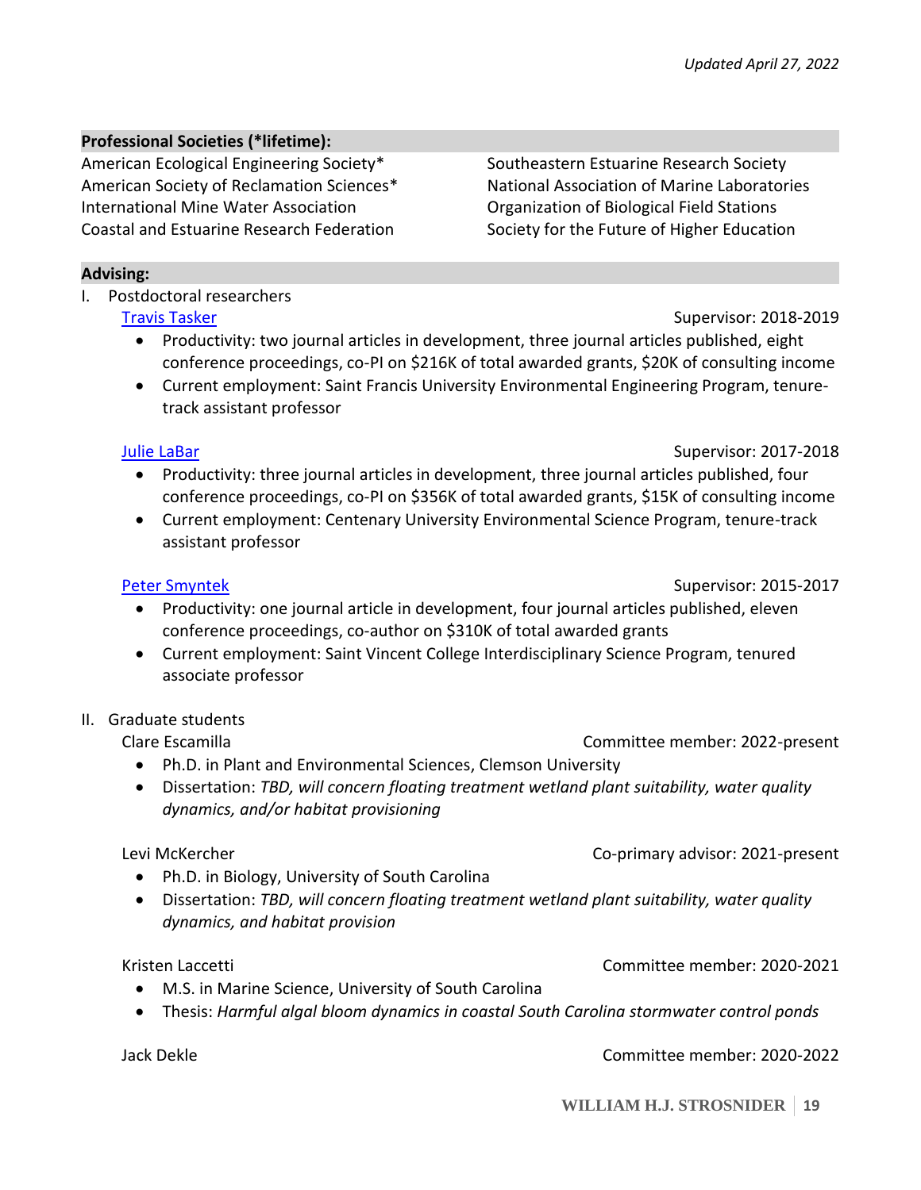Updated April 27, 2022

**Professional Societies (*lifetime):**

American Ecological Engineering Society*
American Society of Reclamation Sciences*
International Mine Water Association
Coastal and Estuarine Research Federation
Southeastern Estuarine Research Society
National Association of Marine Laboratories
Organization of Biological Field Stations
Society for the Future of Higher Education

**Advising:**

I. Postdoctoral researchers

[Travis Tasker] — Supervisor: 2018-2019

- Productivity: two journal articles in development, three journal articles published, eight conference proceedings, co-PI on $216K of total awarded grants, $20K of consulting income
- Current employment: Saint Francis University Environmental Engineering Program, tenure-track assistant professor

[Julie LaBar] — Supervisor: 2017-2018

- Productivity: three journal articles in development, three journal articles published, four conference proceedings, co-PI on $356K of total awarded grants, $15K of consulting income
- Current employment: Centenary University Environmental Science Program, tenure-track assistant professor

[Peter Smyntek] — Supervisor: 2015-2017

- Productivity: one journal article in development, four journal articles published, eleven conference proceedings, co-author on $310K of total awarded grants
- Current employment: Saint Vincent College Interdisciplinary Science Program, tenured associate professor

II. Graduate students

Clare Escamilla — Committee member: 2022-present

- Ph.D. in Plant and Environmental Sciences, Clemson University
- Dissertation: *TBD, will concern floating treatment wetland plant suitability, water quality dynamics, and/or habitat provisioning*

Levi McKercher — Co-primary advisor: 2021-present

- Ph.D. in Biology, University of South Carolina
- Dissertation: *TBD, will concern floating treatment wetland plant suitability, water quality dynamics, and habitat provision*

Kristen Laccetti — Committee member: 2020-2021

- M.S. in Marine Science, University of South Carolina
- Thesis: *Harmful algal bloom dynamics in coastal South Carolina stormwater control ponds*

Jack Dekle — Committee member: 2020-2022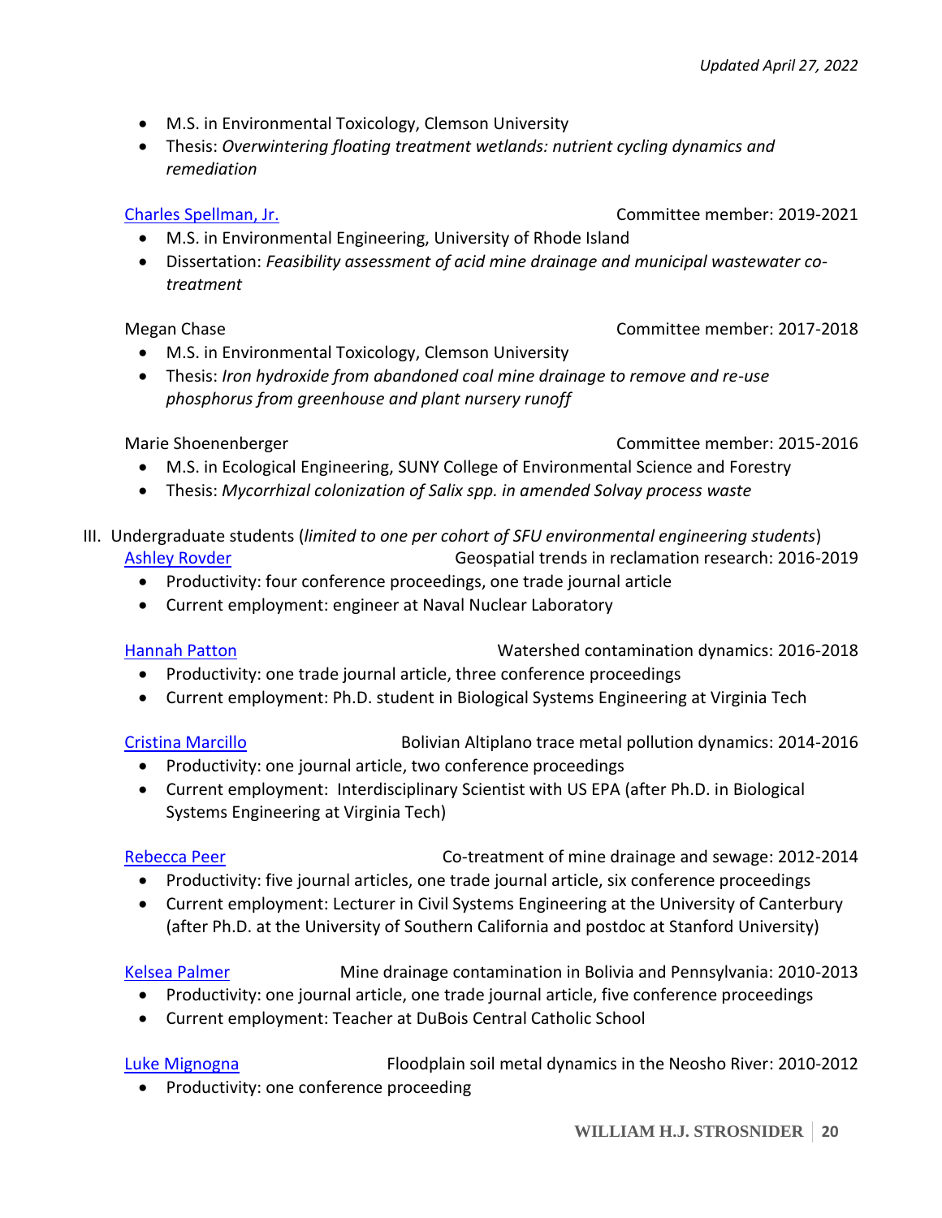- M.S. in Environmental Toxicology, Clemson University
- Thesis: *Overwintering floating treatment wetlands: nutrient cycling dynamics and remediation*

Charles Spellman, Jr. — Committee member: 2019-2021

- M.S. in Environmental Engineering, University of Rhode Island
- Dissertation: *Feasibility assessment of acid mine drainage and municipal wastewater co-treatment*

Megan Chase — Committee member: 2017-2018

- M.S. in Environmental Toxicology, Clemson University
- Thesis: *Iron hydroxide from abandoned coal mine drainage to remove and re-use phosphorus from greenhouse and plant nursery runoff*

Marie Shoenenberger — Committee member: 2015-2016

- M.S. in Ecological Engineering, SUNY College of Environmental Science and Forestry
- Thesis: *Mycorrhizal colonization of Salix spp. in amended Solvay process waste*

III. Undergraduate students (*limited to one per cohort of SFU environmental engineering students*)

Ashley Rovder — Geospatial trends in reclamation research: 2016-2019

- Productivity: four conference proceedings, one trade journal article
- Current employment: engineer at Naval Nuclear Laboratory

Hannah Patton — Watershed contamination dynamics: 2016-2018

- Productivity: one trade journal article, three conference proceedings
- Current employment: Ph.D. student in Biological Systems Engineering at Virginia Tech

Cristina Marcillo — Bolivian Altiplano trace metal pollution dynamics: 2014-2016

- Productivity: one journal article, two conference proceedings
- Current employment: Interdisciplinary Scientist with US EPA (after Ph.D. in Biological Systems Engineering at Virginia Tech)

Rebecca Peer — Co-treatment of mine drainage and sewage: 2012-2014

- Productivity: five journal articles, one trade journal article, six conference proceedings
- Current employment: Lecturer in Civil Systems Engineering at the University of Canterbury (after Ph.D. at the University of Southern California and postdoc at Stanford University)

Kelsea Palmer — Mine drainage contamination in Bolivia and Pennsylvania: 2010-2013

- Productivity: one journal article, one trade journal article, five conference proceedings
- Current employment: Teacher at DuBois Central Catholic School

Luke Mignogna — Floodplain soil metal dynamics in the Neosho River: 2010-2012

- Productivity: one conference proceeding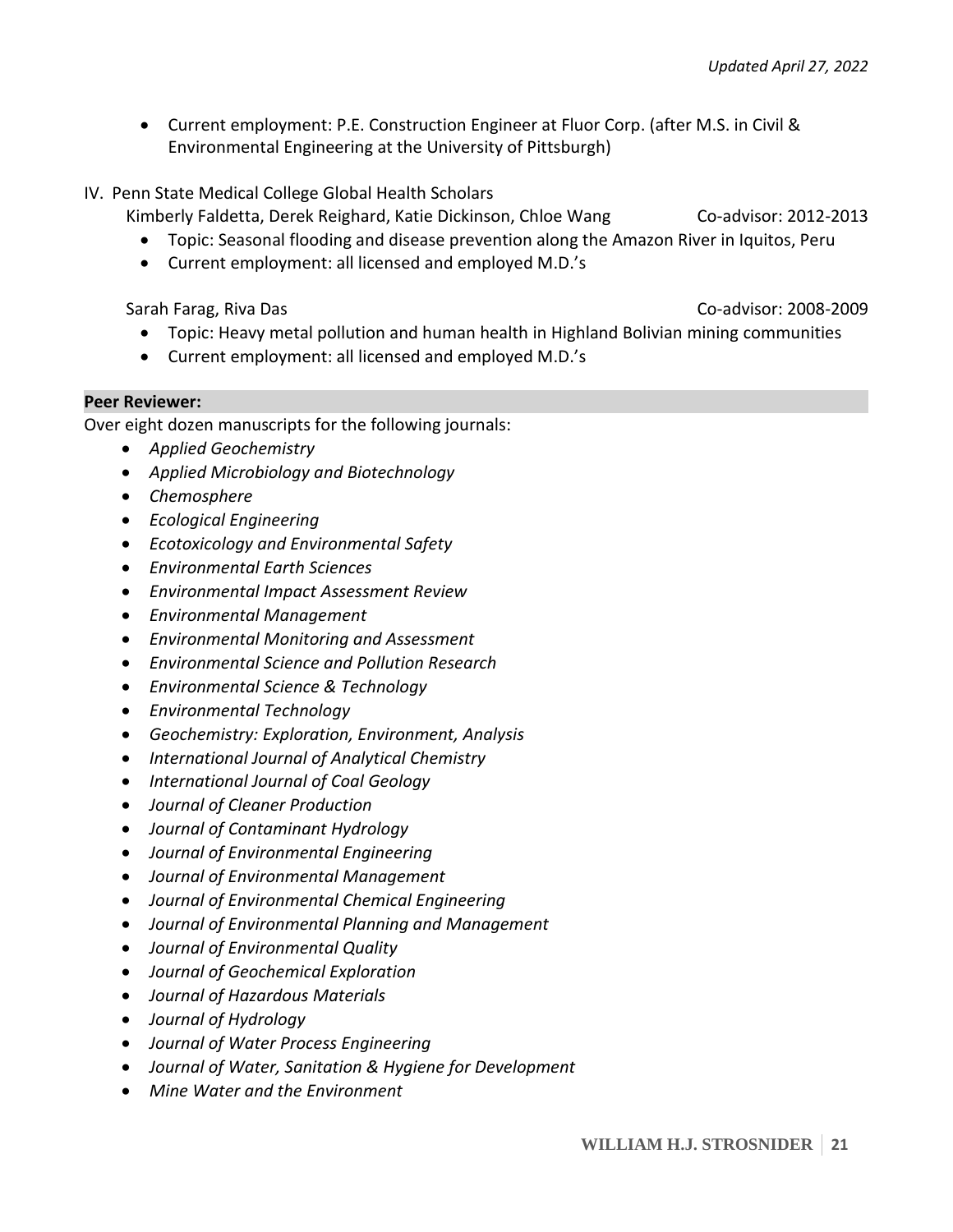- Current employment: P.E. Construction Engineer at Fluor Corp. (after M.S. in Civil & Environmental Engineering at the University of Pittsburgh)

IV. Penn State Medical College Global Health Scholars

Kimberly Faldetta, Derek Reighard, Katie Dickinson, Chloe Wang — Co-advisor: 2012-2013

- Topic: Seasonal flooding and disease prevention along the Amazon River in Iquitos, Peru
- Current employment: all licensed and employed M.D.'s

Sarah Farag, Riva Das — Co-advisor: 2008-2009

- Topic: Heavy metal pollution and human health in Highland Bolivian mining communities
- Current employment: all licensed and employed M.D.'s

**Peer Reviewer:**

Over eight dozen manuscripts for the following journals:

- *Applied Geochemistry*
- *Applied Microbiology and Biotechnology*
- *Chemosphere*
- *Ecological Engineering*
- *Ecotoxicology and Environmental Safety*
- *Environmental Earth Sciences*
- *Environmental Impact Assessment Review*
- *Environmental Management*
- *Environmental Monitoring and Assessment*
- *Environmental Science and Pollution Research*
- *Environmental Science & Technology*
- *Environmental Technology*
- *Geochemistry: Exploration, Environment, Analysis*
- *International Journal of Analytical Chemistry*
- *International Journal of Coal Geology*
- *Journal of Cleaner Production*
- *Journal of Contaminant Hydrology*
- *Journal of Environmental Engineering*
- *Journal of Environmental Management*
- *Journal of Environmental Chemical Engineering*
- *Journal of Environmental Planning and Management*
- *Journal of Environmental Quality*
- *Journal of Geochemical Exploration*
- *Journal of Hazardous Materials*
- *Journal of Hydrology*
- *Journal of Water Process Engineering*
- *Journal of Water, Sanitation & Hygiene for Development*
- *Mine Water and the Environment*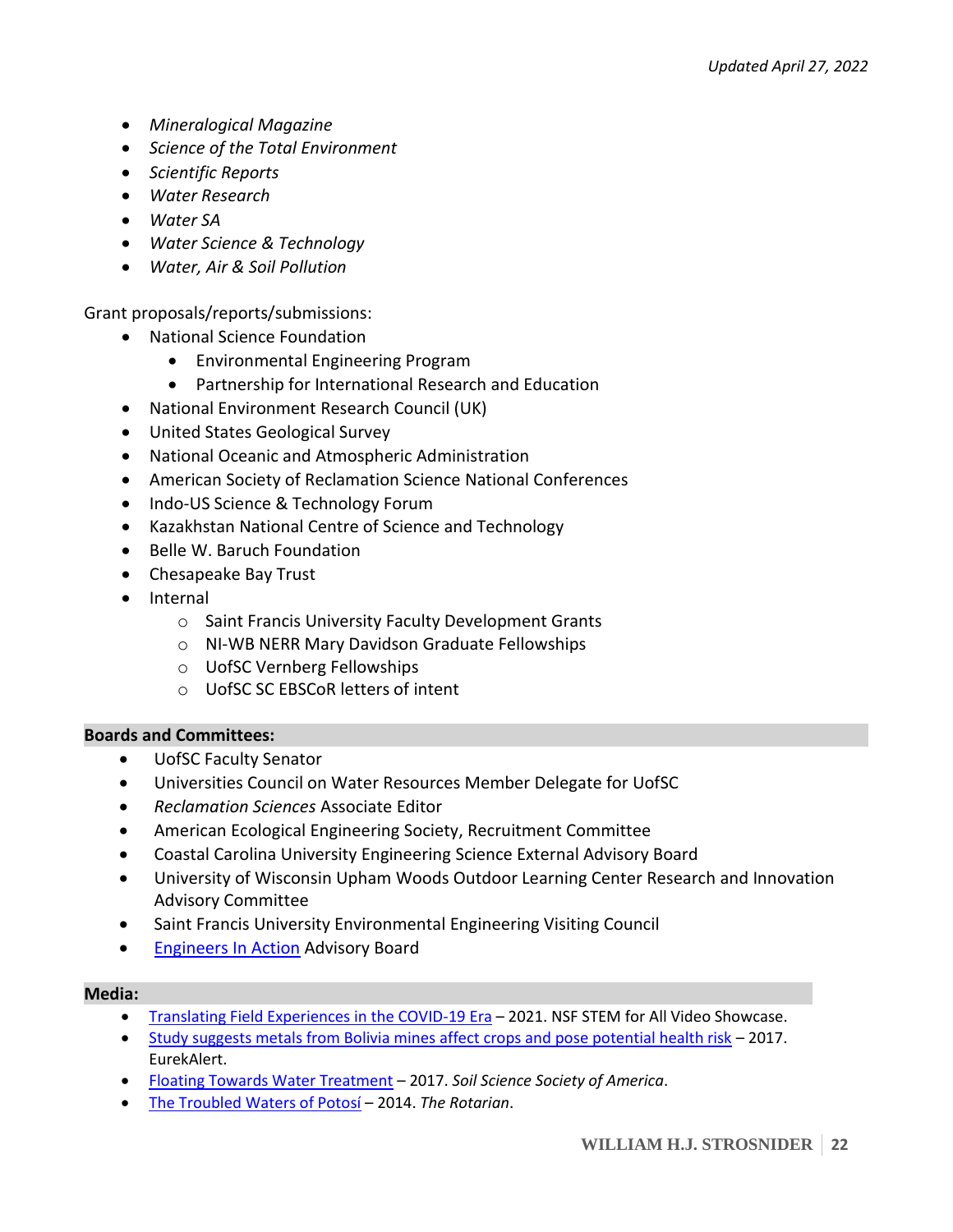- *Mineralogical Magazine*
- *Science of the Total Environment*
- *Scientific Reports*
- *Water Research*
- *Water SA*
- *Water Science & Technology*
- *Water, Air & Soil Pollution*

Grant proposals/reports/submissions:

- National Science Foundation
  - Environmental Engineering Program
  - Partnership for International Research and Education
- National Environment Research Council (UK)
- United States Geological Survey
- National Oceanic and Atmospheric Administration
- American Society of Reclamation Science National Conferences
- Indo-US Science & Technology Forum
- Kazakhstan National Centre of Science and Technology
- Belle W. Baruch Foundation
- Chesapeake Bay Trust
- Internal
  - Saint Francis University Faculty Development Grants
  - NI-WB NERR Mary Davidson Graduate Fellowships
  - UofSC Vernberg Fellowships
  - UofSC SC EBSCoR letters of intent

**Boards and Committees:**

- UofSC Faculty Senator
- Universities Council on Water Resources Member Delegate for UofSC
- *Reclamation Sciences* Associate Editor
- American Ecological Engineering Society, Recruitment Committee
- Coastal Carolina University Engineering Science External Advisory Board
- University of Wisconsin Upham Woods Outdoor Learning Center Research and Innovation Advisory Committee
- Saint Francis University Environmental Engineering Visiting Council
- Engineers In Action Advisory Board

**Media:**

- Translating Field Experiences in the COVID-19 Era – 2021. NSF STEM for All Video Showcase.
- Study suggests metals from Bolivia mines affect crops and pose potential health risk – 2017. EurekAlert.
- Floating Towards Water Treatment – 2017. *Soil Science Society of America*.
- The Troubled Waters of Potosí – 2014. *The Rotarian*.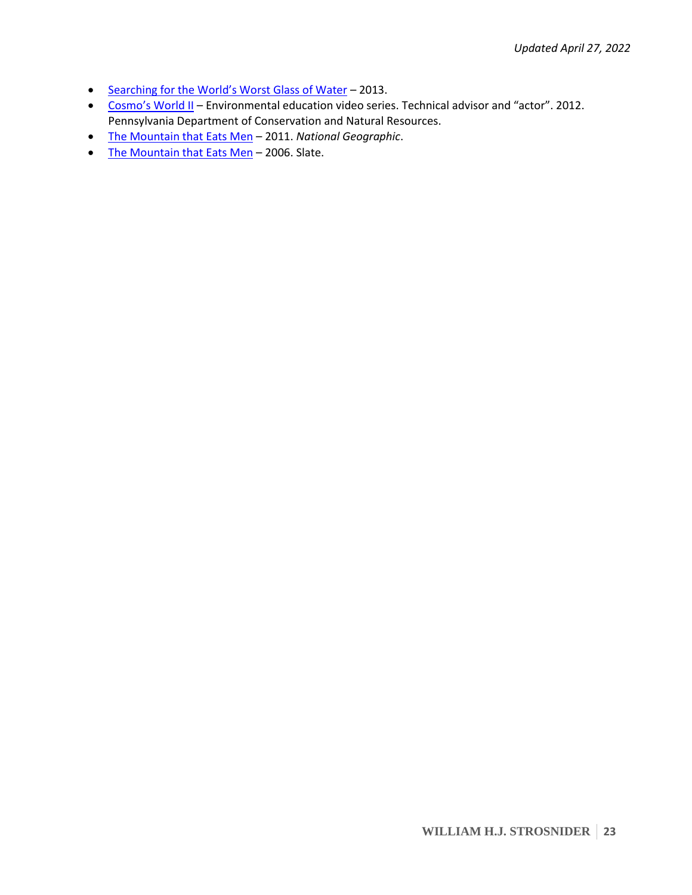- Searching for the World's Worst Glass of Water – 2013.
- Cosmo's World II – Environmental education video series. Technical advisor and "actor". 2012. Pennsylvania Department of Conservation and Natural Resources.
- The Mountain that Eats Men – 2011. *National Geographic*.
- The Mountain that Eats Men – 2006. Slate.